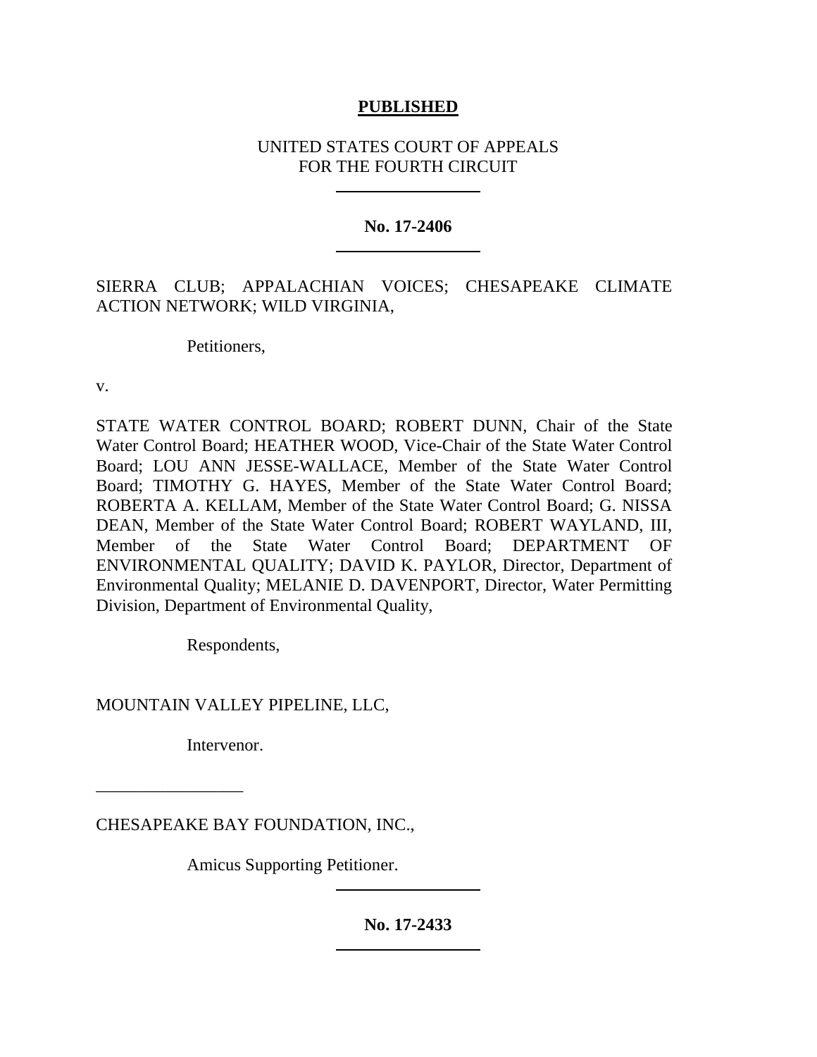**PUBLISHED**

UNITED STATES COURT OF APPEALS
FOR THE FOURTH CIRCUIT

---

**No. 17-2406**

---

SIERRA CLUB; APPALACHIAN VOICES; CHESAPEAKE CLIMATE ACTION NETWORK; WILD VIRGINIA,

Petitioners,

v.

STATE WATER CONTROL BOARD; ROBERT DUNN, Chair of the State Water Control Board; HEATHER WOOD, Vice-Chair of the State Water Control Board; LOU ANN JESSE-WALLACE, Member of the State Water Control Board; TIMOTHY G. HAYES, Member of the State Water Control Board; ROBERTA A. KELLAM, Member of the State Water Control Board; G. NISSA DEAN, Member of the State Water Control Board; ROBERT WAYLAND, III, Member of the State Water Control Board; DEPARTMENT OF ENVIRONMENTAL QUALITY; DAVID K. PAYLOR, Director, Department of Environmental Quality; MELANIE D. DAVENPORT, Director, Water Permitting Division, Department of Environmental Quality,

Respondents,

MOUNTAIN VALLEY PIPELINE, LLC,

Intervenor.

---

CHESAPEAKE BAY FOUNDATION, INC.,

Amicus Supporting Petitioner.

---

**No. 17-2433**

---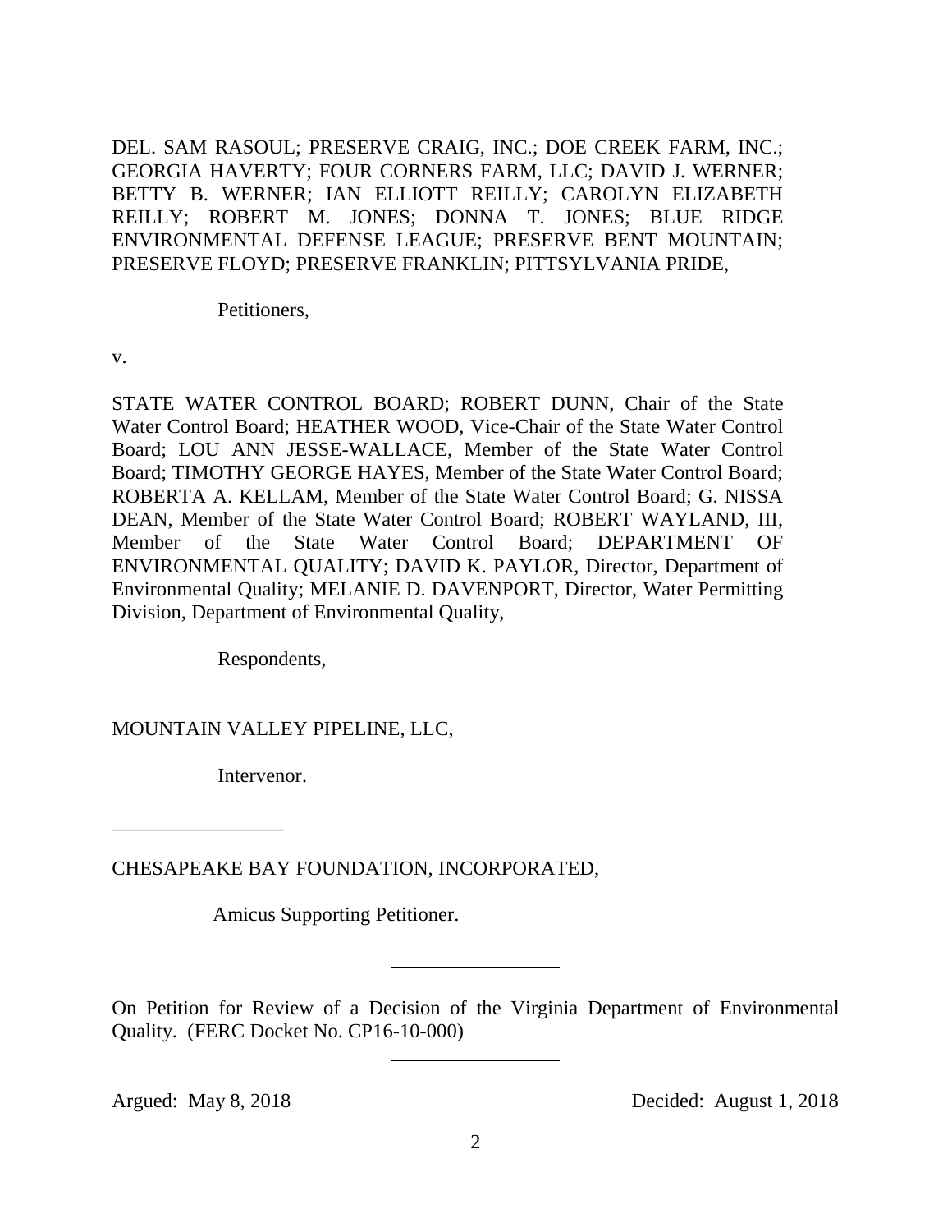DEL. SAM RASOUL; PRESERVE CRAIG, INC.; DOE CREEK FARM, INC.; GEORGIA HAVERTY; FOUR CORNERS FARM, LLC; DAVID J. WERNER; BETTY B. WERNER; IAN ELLIOTT REILLY; CAROLYN ELIZABETH REILLY; ROBERT M. JONES; DONNA T. JONES; BLUE RIDGE ENVIRONMENTAL DEFENSE LEAGUE; PRESERVE BENT MOUNTAIN; PRESERVE FLOYD; PRESERVE FRANKLIN; PITTSYLVANIA PRIDE,

Petitioners,

v.

STATE WATER CONTROL BOARD; ROBERT DUNN, Chair of the State Water Control Board; HEATHER WOOD, Vice-Chair of the State Water Control Board; LOU ANN JESSE-WALLACE, Member of the State Water Control Board; TIMOTHY GEORGE HAYES, Member of the State Water Control Board; ROBERTA A. KELLAM, Member of the State Water Control Board; G. NISSA DEAN, Member of the State Water Control Board; ROBERT WAYLAND, III, Member of the State Water Control Board; DEPARTMENT OF ENVIRONMENTAL QUALITY; DAVID K. PAYLOR, Director, Department of Environmental Quality; MELANIE D. DAVENPORT, Director, Water Permitting Division, Department of Environmental Quality,

Respondents,

MOUNTAIN VALLEY PIPELINE, LLC,

Intervenor.

---

CHESAPEAKE BAY FOUNDATION, INCORPORATED,

Amicus Supporting Petitioner.

---

On Petition for Review of a Decision of the Virginia Department of Environmental Quality. (FERC Docket No. CP16-10-000)

---

Argued: May 8, 2018 Decided: August 1, 2018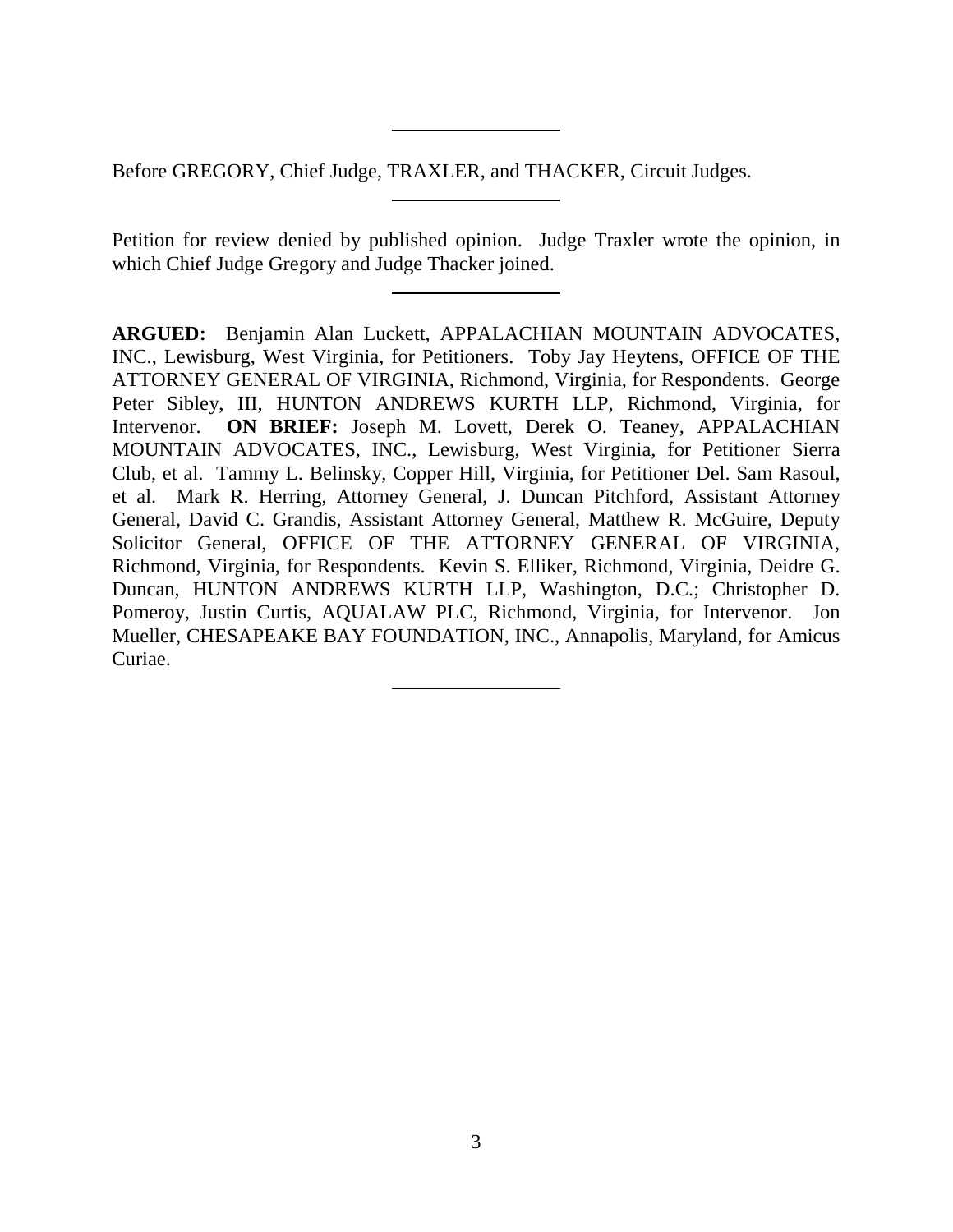Before GREGORY, Chief Judge, TRAXLER, and THACKER, Circuit Judges.

---

Petition for review denied by published opinion. Judge Traxler wrote the opinion, in which Chief Judge Gregory and Judge Thacker joined.

---

**ARGUED:** Benjamin Alan Luckett, APPALACHIAN MOUNTAIN ADVOCATES, INC., Lewisburg, West Virginia, for Petitioners. Toby Jay Heytens, OFFICE OF THE ATTORNEY GENERAL OF VIRGINIA, Richmond, Virginia, for Respondents. George Peter Sibley, III, HUNTON ANDREWS KURTH LLP, Richmond, Virginia, for Intervenor. **ON BRIEF:** Joseph M. Lovett, Derek O. Teaney, APPALACHIAN MOUNTAIN ADVOCATES, INC., Lewisburg, West Virginia, for Petitioner Sierra Club, et al. Tammy L. Belinsky, Copper Hill, Virginia, for Petitioner Del. Sam Rasoul, et al. Mark R. Herring, Attorney General, J. Duncan Pitchford, Assistant Attorney General, David C. Grandis, Assistant Attorney General, Matthew R. McGuire, Deputy Solicitor General, OFFICE OF THE ATTORNEY GENERAL OF VIRGINIA, Richmond, Virginia, for Respondents. Kevin S. Elliker, Richmond, Virginia, Deidre G. Duncan, HUNTON ANDREWS KURTH LLP, Washington, D.C.; Christopher D. Pomeroy, Justin Curtis, AQUALAW PLC, Richmond, Virginia, for Intervenor. Jon Mueller, CHESAPEAKE BAY FOUNDATION, INC., Annapolis, Maryland, for Amicus Curiae.

---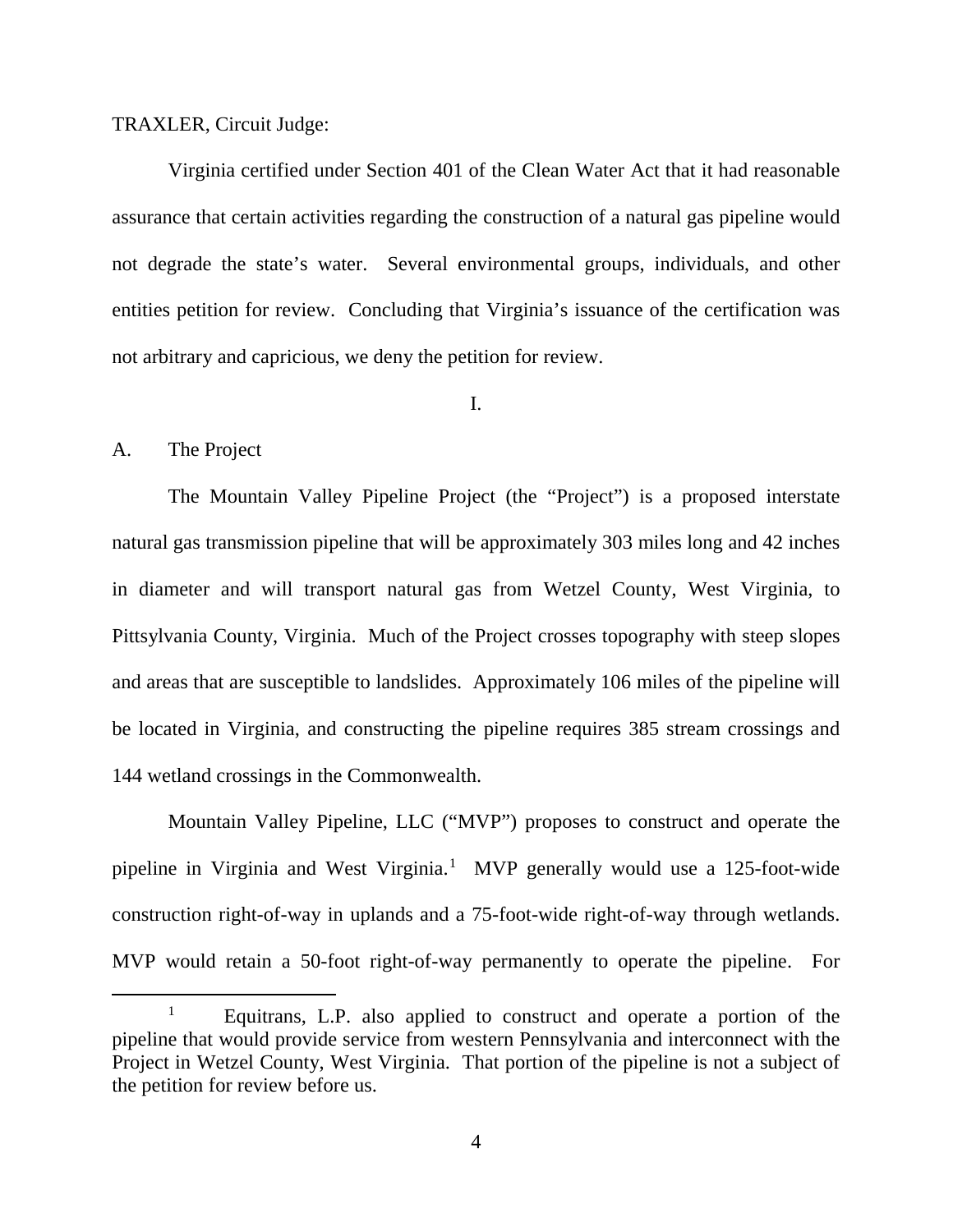TRAXLER, Circuit Judge:

Virginia certified under Section 401 of the Clean Water Act that it had reasonable assurance that certain activities regarding the construction of a natural gas pipeline would not degrade the state's water. Several environmental groups, individuals, and other entities petition for review. Concluding that Virginia's issuance of the certification was not arbitrary and capricious, we deny the petition for review.

I.

A. The Project

The Mountain Valley Pipeline Project (the "Project") is a proposed interstate natural gas transmission pipeline that will be approximately 303 miles long and 42 inches in diameter and will transport natural gas from Wetzel County, West Virginia, to Pittsylvania County, Virginia. Much of the Project crosses topography with steep slopes and areas that are susceptible to landslides. Approximately 106 miles of the pipeline will be located in Virginia, and constructing the pipeline requires 385 stream crossings and 144 wetland crossings in the Commonwealth.

Mountain Valley Pipeline, LLC ("MVP") proposes to construct and operate the pipeline in Virginia and West Virginia.[1] MVP generally would use a 125-foot-wide construction right-of-way in uplands and a 75-foot-wide right-of-way through wetlands. MVP would retain a 50-foot right-of-way permanently to operate the pipeline. For

[1] Equitrans, L.P. also applied to construct and operate a portion of the pipeline that would provide service from western Pennsylvania and interconnect with the Project in Wetzel County, West Virginia. That portion of the pipeline is not a subject of the petition for review before us.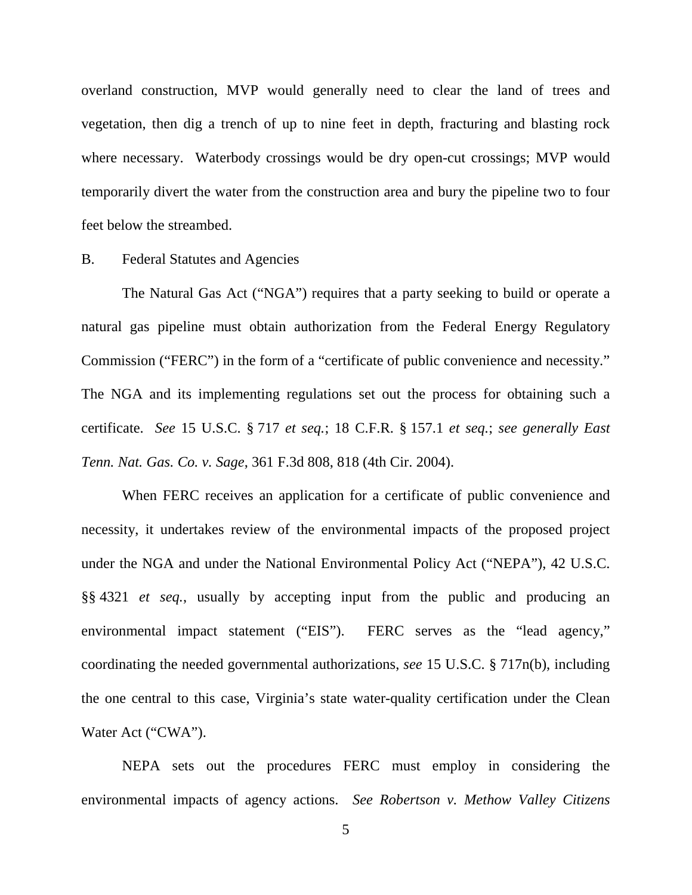overland construction, MVP would generally need to clear the land of trees and vegetation, then dig a trench of up to nine feet in depth, fracturing and blasting rock where necessary. Waterbody crossings would be dry open-cut crossings; MVP would temporarily divert the water from the construction area and bury the pipeline two to four feet below the streambed.

B. Federal Statutes and Agencies

The Natural Gas Act ("NGA") requires that a party seeking to build or operate a natural gas pipeline must obtain authorization from the Federal Energy Regulatory Commission ("FERC") in the form of a "certificate of public convenience and necessity." The NGA and its implementing regulations set out the process for obtaining such a certificate. *See* 15 U.S.C. § 717 *et seq.*; 18 C.F.R. § 157.1 *et seq.*; *see generally East Tenn. Nat. Gas. Co. v. Sage*, 361 F.3d 808, 818 (4th Cir. 2004).

When FERC receives an application for a certificate of public convenience and necessity, it undertakes review of the environmental impacts of the proposed project under the NGA and under the National Environmental Policy Act ("NEPA"), 42 U.S.C. §§ 4321 *et seq.*, usually by accepting input from the public and producing an environmental impact statement ("EIS"). FERC serves as the "lead agency," coordinating the needed governmental authorizations, *see* 15 U.S.C. § 717n(b), including the one central to this case, Virginia's state water-quality certification under the Clean Water Act ("CWA").

NEPA sets out the procedures FERC must employ in considering the environmental impacts of agency actions. *See Robertson v. Methow Valley Citizens*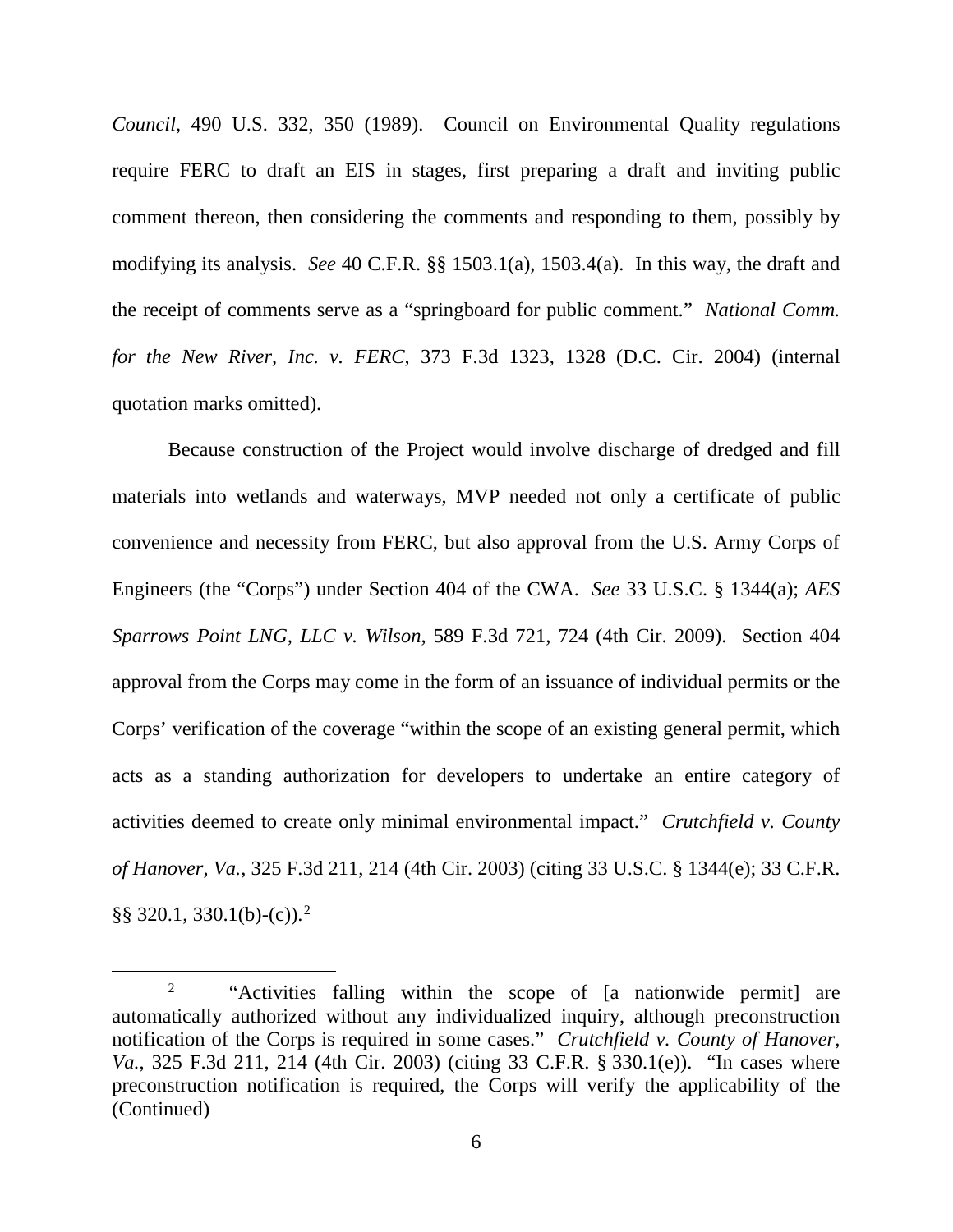*Council*, 490 U.S. 332, 350 (1989). Council on Environmental Quality regulations require FERC to draft an EIS in stages, first preparing a draft and inviting public comment thereon, then considering the comments and responding to them, possibly by modifying its analysis. *See* 40 C.F.R. §§ 1503.1(a), 1503.4(a). In this way, the draft and the receipt of comments serve as a "springboard for public comment." *National Comm. for the New River, Inc. v. FERC*, 373 F.3d 1323, 1328 (D.C. Cir. 2004) (internal quotation marks omitted).

Because construction of the Project would involve discharge of dredged and fill materials into wetlands and waterways, MVP needed not only a certificate of public convenience and necessity from FERC, but also approval from the U.S. Army Corps of Engineers (the "Corps") under Section 404 of the CWA. *See* 33 U.S.C. § 1344(a); *AES Sparrows Point LNG, LLC v. Wilson*, 589 F.3d 721, 724 (4th Cir. 2009). Section 404 approval from the Corps may come in the form of an issuance of individual permits or the Corps' verification of the coverage "within the scope of an existing general permit, which acts as a standing authorization for developers to undertake an entire category of activities deemed to create only minimal environmental impact." *Crutchfield v. County of Hanover, Va.*, 325 F.3d 211, 214 (4th Cir. 2003) (citing 33 U.S.C. § 1344(e); 33 C.F.R. §§ 320.1, 330.1(b)-(c)).[2]

[2] "Activities falling within the scope of [a nationwide permit] are automatically authorized without any individualized inquiry, although preconstruction notification of the Corps is required in some cases." *Crutchfield v. County of Hanover, Va.*, 325 F.3d 211, 214 (4th Cir. 2003) (citing 33 C.F.R. § 330.1(e)). "In cases where preconstruction notification is required, the Corps will verify the applicability of the (Continued)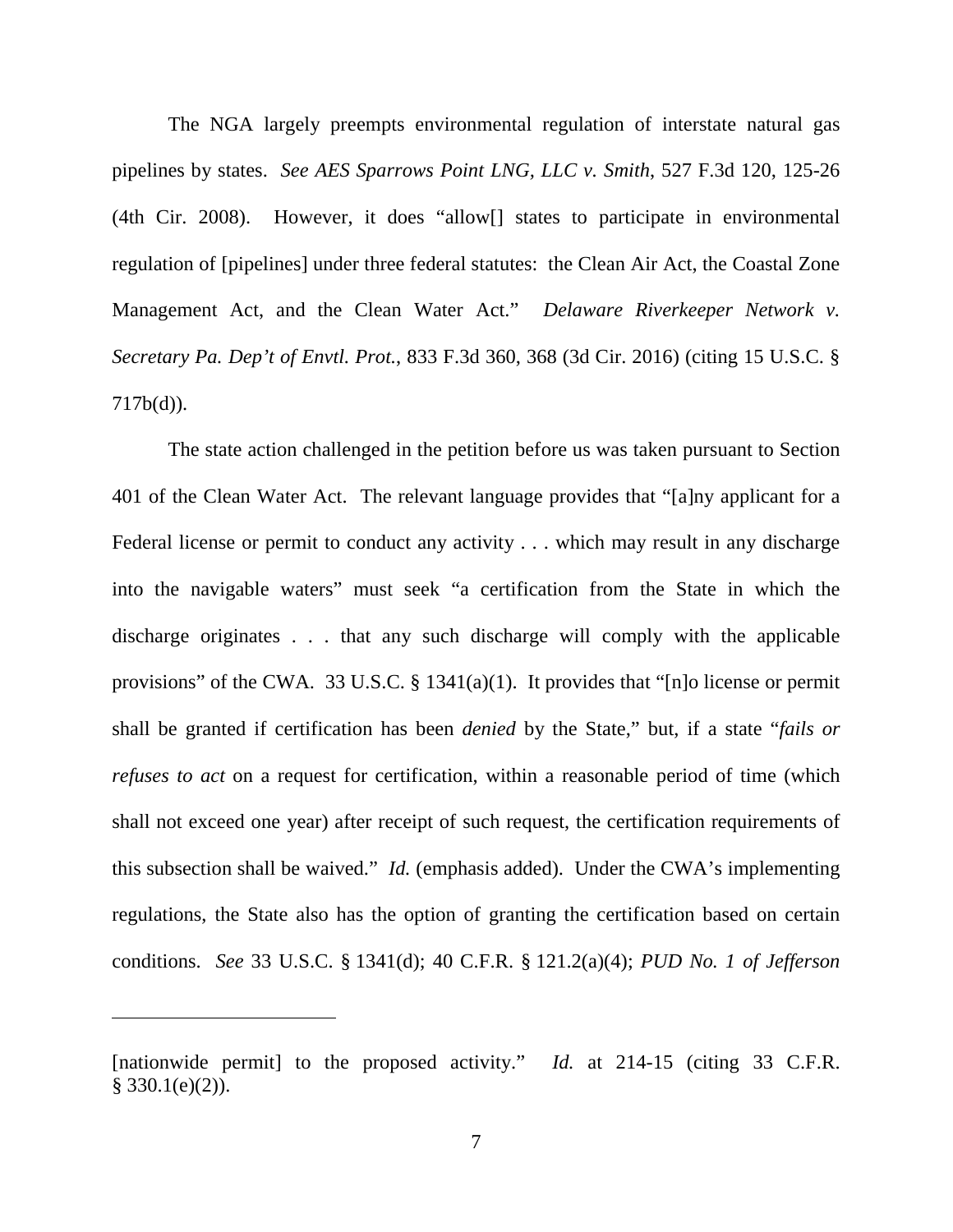The NGA largely preempts environmental regulation of interstate natural gas pipelines by states. *See AES Sparrows Point LNG, LLC v. Smith*, 527 F.3d 120, 125-26 (4th Cir. 2008). However, it does "allow[] states to participate in environmental regulation of [pipelines] under three federal statutes: the Clean Air Act, the Coastal Zone Management Act, and the Clean Water Act." *Delaware Riverkeeper Network v. Secretary Pa. Dep't of Envtl. Prot.*, 833 F.3d 360, 368 (3d Cir. 2016) (citing 15 U.S.C. § 717b(d)).

The state action challenged in the petition before us was taken pursuant to Section 401 of the Clean Water Act. The relevant language provides that "[a]ny applicant for a Federal license or permit to conduct any activity . . . which may result in any discharge into the navigable waters" must seek "a certification from the State in which the discharge originates . . . that any such discharge will comply with the applicable provisions" of the CWA. 33 U.S.C. § 1341(a)(1). It provides that "[n]o license or permit shall be granted if certification has been *denied* by the State," but, if a state "*fails or refuses to act* on a request for certification, within a reasonable period of time (which shall not exceed one year) after receipt of such request, the certification requirements of this subsection shall be waived." *Id.* (emphasis added). Under the CWA's implementing regulations, the State also has the option of granting the certification based on certain conditions. *See* 33 U.S.C. § 1341(d); 40 C.F.R. § 121.2(a)(4); *PUD No. 1 of Jefferson*

---

[nationwide permit] to the proposed activity." *Id.* at 214-15 (citing 33 C.F.R. § 330.1(e)(2)).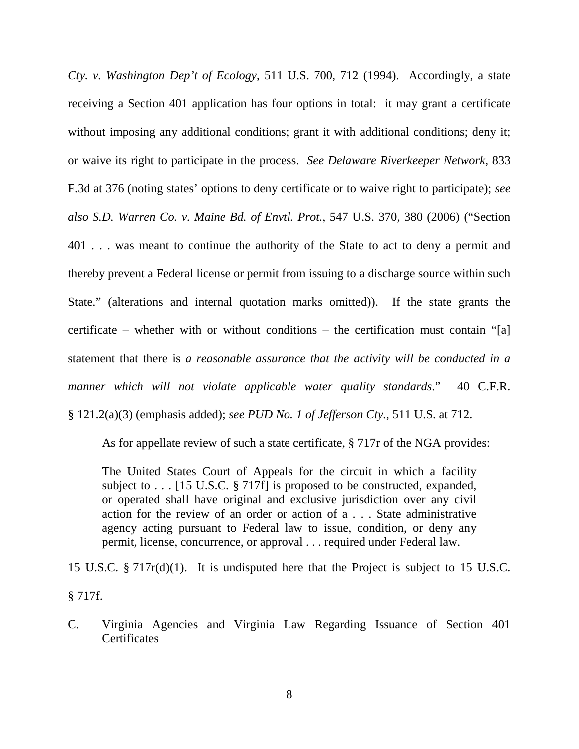*Cty. v. Washington Dep't of Ecology*, 511 U.S. 700, 712 (1994). Accordingly, a state receiving a Section 401 application has four options in total: it may grant a certificate without imposing any additional conditions; grant it with additional conditions; deny it; or waive its right to participate in the process. *See Delaware Riverkeeper Network*, 833 F.3d at 376 (noting states' options to deny certificate or to waive right to participate); *see also S.D. Warren Co. v. Maine Bd. of Envtl. Prot.*, 547 U.S. 370, 380 (2006) ("Section 401 . . . was meant to continue the authority of the State to act to deny a permit and thereby prevent a Federal license or permit from issuing to a discharge source within such State." (alterations and internal quotation marks omitted)). If the state grants the certificate – whether with or without conditions – the certification must contain "[a] statement that there is *a reasonable assurance that the activity will be conducted in a manner which will not violate applicable water quality standards*." 40 C.F.R. § 121.2(a)(3) (emphasis added); *see PUD No. 1 of Jefferson Cty.*, 511 U.S. at 712.

As for appellate review of such a state certificate, § 717r of the NGA provides:

> The United States Court of Appeals for the circuit in which a facility subject to . . . [15 U.S.C. § 717f] is proposed to be constructed, expanded, or operated shall have original and exclusive jurisdiction over any civil action for the review of an order or action of a . . . State administrative agency acting pursuant to Federal law to issue, condition, or deny any permit, license, concurrence, or approval . . . required under Federal law.

15 U.S.C. § 717r(d)(1). It is undisputed here that the Project is subject to 15 U.S.C. § 717f.

### C. Virginia Agencies and Virginia Law Regarding Issuance of Section 401 Certificates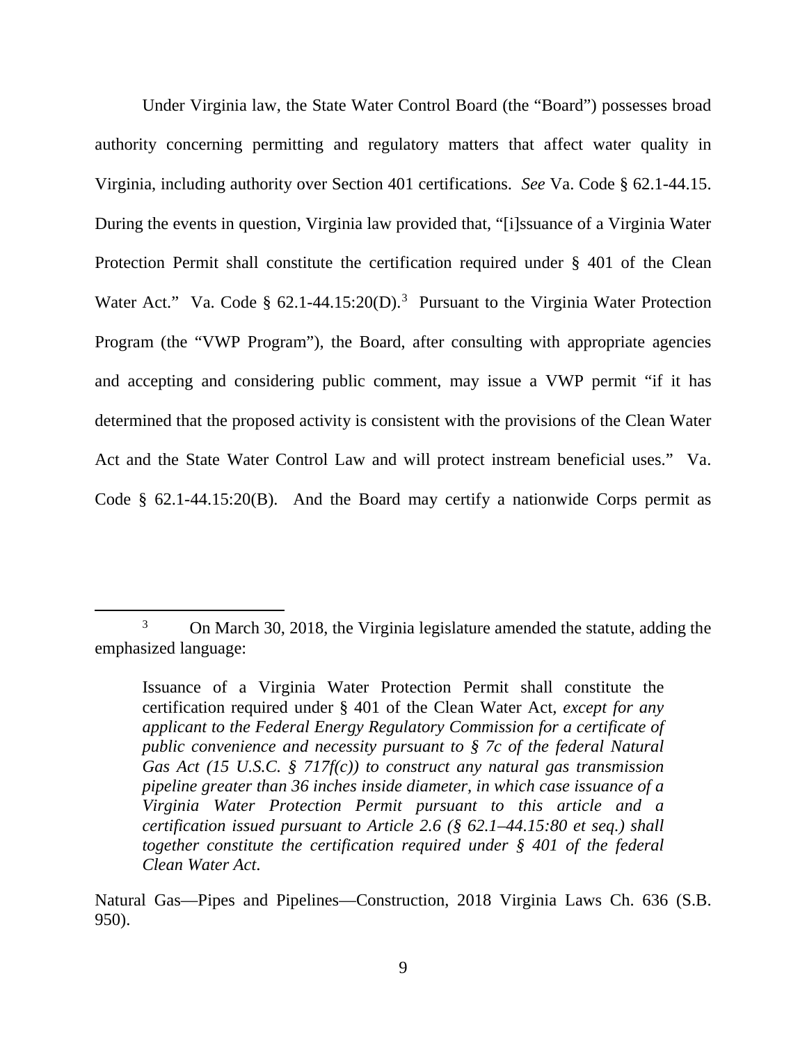Under Virginia law, the State Water Control Board (the "Board") possesses broad authority concerning permitting and regulatory matters that affect water quality in Virginia, including authority over Section 401 certifications. *See* Va. Code § 62.1-44.15. During the events in question, Virginia law provided that, "[i]ssuance of a Virginia Water Protection Permit shall constitute the certification required under § 401 of the Clean Water Act." Va. Code § 62.1-44.15:20(D).[3] Pursuant to the Virginia Water Protection Program (the "VWP Program"), the Board, after consulting with appropriate agencies and accepting and considering public comment, may issue a VWP permit "if it has determined that the proposed activity is consistent with the provisions of the Clean Water Act and the State Water Control Law and will protect instream beneficial uses." Va. Code § 62.1-44.15:20(B). And the Board may certify a nationwide Corps permit as

---

[3] On March 30, 2018, the Virginia legislature amended the statute, adding the emphasized language:

> Issuance of a Virginia Water Protection Permit shall constitute the certification required under § 401 of the Clean Water Act, *except for any applicant to the Federal Energy Regulatory Commission for a certificate of public convenience and necessity pursuant to § 7c of the federal Natural Gas Act (15 U.S.C. § 717f(c)) to construct any natural gas transmission pipeline greater than 36 inches inside diameter, in which case issuance of a Virginia Water Protection Permit pursuant to this article and a certification issued pursuant to Article 2.6 (§ 62.1–44.15:80 et seq.) shall together constitute the certification required under § 401 of the federal Clean Water Act.*

Natural Gas—Pipes and Pipelines—Construction, 2018 Virginia Laws Ch. 636 (S.B. 950).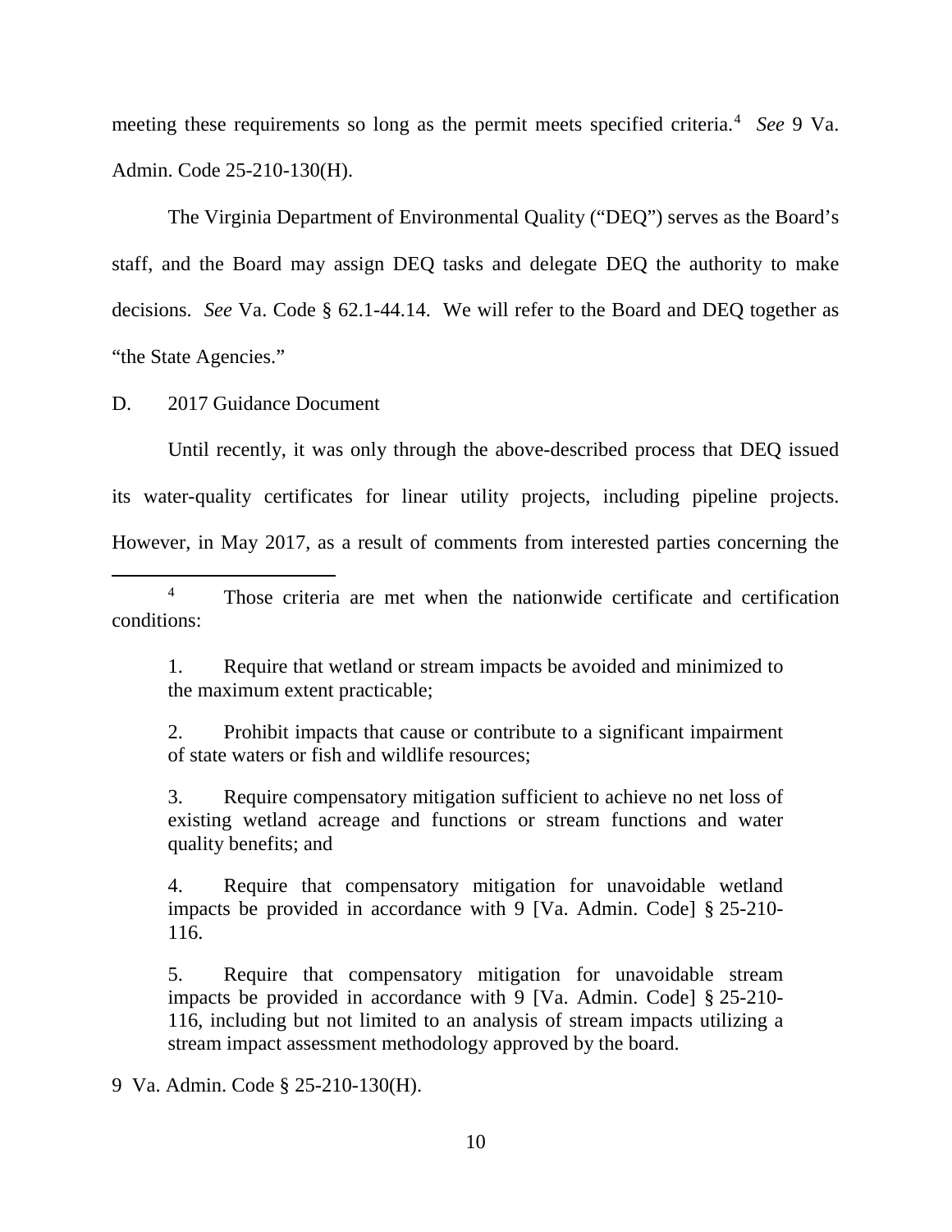meeting these requirements so long as the permit meets specified criteria.[4] *See* 9 Va. Admin. Code 25-210-130(H).

The Virginia Department of Environmental Quality ("DEQ") serves as the Board's staff, and the Board may assign DEQ tasks and delegate DEQ the authority to make decisions. *See* Va. Code § 62.1-44.14. We will refer to the Board and DEQ together as "the State Agencies."

D. 2017 Guidance Document

Until recently, it was only through the above-described process that DEQ issued its water-quality certificates for linear utility projects, including pipeline projects. However, in May 2017, as a result of comments from interested parties concerning the

---

[4] Those criteria are met when the nationwide certificate and certification conditions:

> 1. Require that wetland or stream impacts be avoided and minimized to the maximum extent practicable;
>
> 2. Prohibit impacts that cause or contribute to a significant impairment of state waters or fish and wildlife resources;
>
> 3. Require compensatory mitigation sufficient to achieve no net loss of existing wetland acreage and functions or stream functions and water quality benefits; and
>
> 4. Require that compensatory mitigation for unavoidable wetland impacts be provided in accordance with 9 [Va. Admin. Code] § 25-210-116.
>
> 5. Require that compensatory mitigation for unavoidable stream impacts be provided in accordance with 9 [Va. Admin. Code] § 25-210-116, including but not limited to an analysis of stream impacts utilizing a stream impact assessment methodology approved by the board.

9 Va. Admin. Code § 25-210-130(H).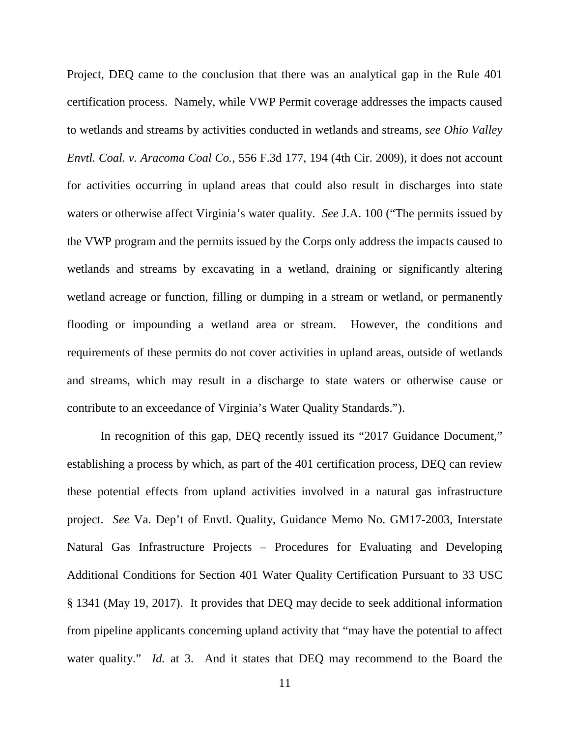Project, DEQ came to the conclusion that there was an analytical gap in the Rule 401 certification process. Namely, while VWP Permit coverage addresses the impacts caused to wetlands and streams by activities conducted in wetlands and streams, *see Ohio Valley Envtl. Coal. v. Aracoma Coal Co.*, 556 F.3d 177, 194 (4th Cir. 2009), it does not account for activities occurring in upland areas that could also result in discharges into state waters or otherwise affect Virginia's water quality. *See* J.A. 100 ("The permits issued by the VWP program and the permits issued by the Corps only address the impacts caused to wetlands and streams by excavating in a wetland, draining or significantly altering wetland acreage or function, filling or dumping in a stream or wetland, or permanently flooding or impounding a wetland area or stream. However, the conditions and requirements of these permits do not cover activities in upland areas, outside of wetlands and streams, which may result in a discharge to state waters or otherwise cause or contribute to an exceedance of Virginia's Water Quality Standards.").

In recognition of this gap, DEQ recently issued its "2017 Guidance Document," establishing a process by which, as part of the 401 certification process, DEQ can review these potential effects from upland activities involved in a natural gas infrastructure project. *See* Va. Dep't of Envtl. Quality, Guidance Memo No. GM17-2003, Interstate Natural Gas Infrastructure Projects – Procedures for Evaluating and Developing Additional Conditions for Section 401 Water Quality Certification Pursuant to 33 USC § 1341 (May 19, 2017). It provides that DEQ may decide to seek additional information from pipeline applicants concerning upland activity that "may have the potential to affect water quality." *Id.* at 3. And it states that DEQ may recommend to the Board the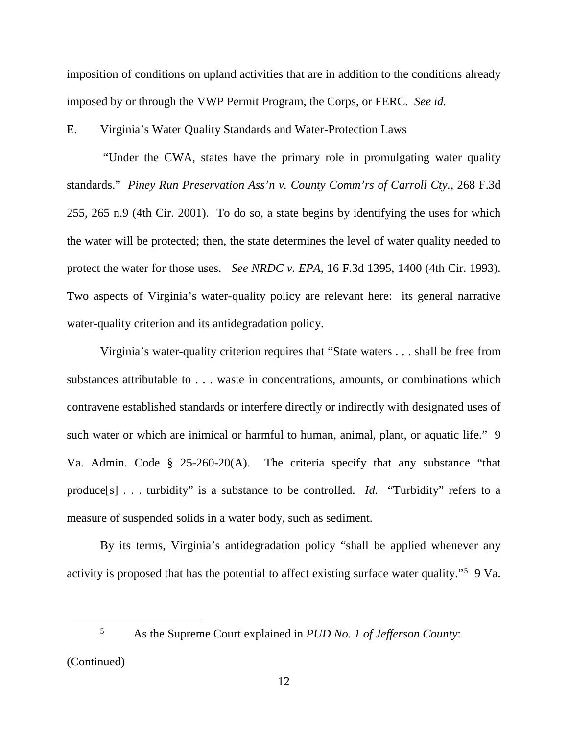imposition of conditions on upland activities that are in addition to the conditions already imposed by or through the VWP Permit Program, the Corps, or FERC. *See id.*

E. Virginia's Water Quality Standards and Water-Protection Laws

"Under the CWA, states have the primary role in promulgating water quality standards." *Piney Run Preservation Ass'n v. County Comm'rs of Carroll Cty.*, 268 F.3d 255, 265 n.9 (4th Cir. 2001). To do so, a state begins by identifying the uses for which the water will be protected; then, the state determines the level of water quality needed to protect the water for those uses. *See NRDC v. EPA*, 16 F.3d 1395, 1400 (4th Cir. 1993). Two aspects of Virginia's water-quality policy are relevant here: its general narrative water-quality criterion and its antidegradation policy.

Virginia's water-quality criterion requires that "State waters . . . shall be free from substances attributable to . . . waste in concentrations, amounts, or combinations which contravene established standards or interfere directly or indirectly with designated uses of such water or which are inimical or harmful to human, animal, plant, or aquatic life." 9 Va. Admin. Code § 25-260-20(A). The criteria specify that any substance "that produce[s] . . . turbidity" is a substance to be controlled. *Id.* "Turbidity" refers to a measure of suspended solids in a water body, such as sediment.

By its terms, Virginia's antidegradation policy "shall be applied whenever any activity is proposed that has the potential to affect existing surface water quality."[5] 9 Va.

---

[5] As the Supreme Court explained in *PUD No. 1 of Jefferson County*:

(Continued)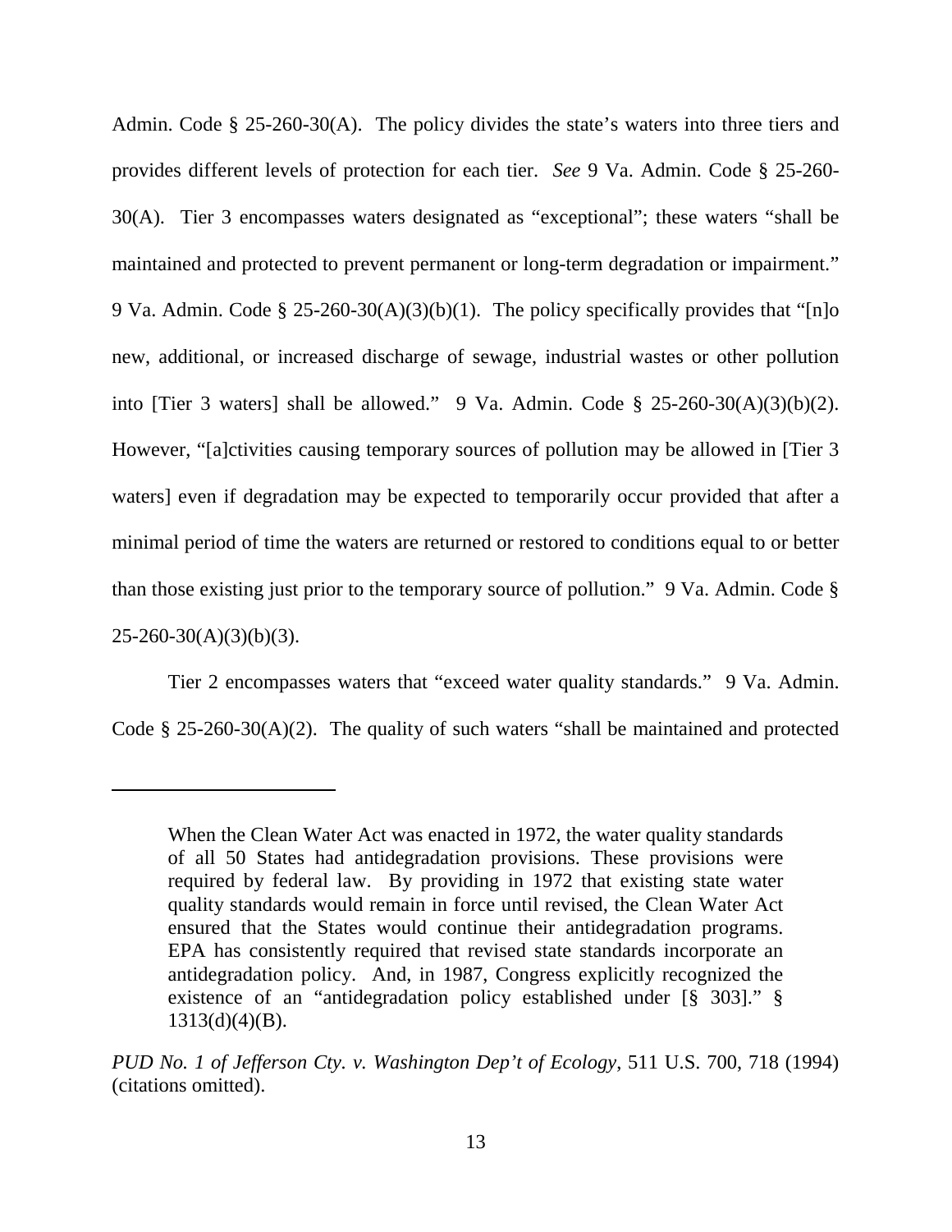Admin. Code § 25-260-30(A). The policy divides the state's waters into three tiers and provides different levels of protection for each tier. *See* 9 Va. Admin. Code § 25-260-30(A). Tier 3 encompasses waters designated as "exceptional"; these waters "shall be maintained and protected to prevent permanent or long-term degradation or impairment." 9 Va. Admin. Code § 25-260-30(A)(3)(b)(1). The policy specifically provides that "[n]o new, additional, or increased discharge of sewage, industrial wastes or other pollution into [Tier 3 waters] shall be allowed." 9 Va. Admin. Code § 25-260-30(A)(3)(b)(2). However, "[a]ctivities causing temporary sources of pollution may be allowed in [Tier 3 waters] even if degradation may be expected to temporarily occur provided that after a minimal period of time the waters are returned or restored to conditions equal to or better than those existing just prior to the temporary source of pollution." 9 Va. Admin. Code § 25-260-30(A)(3)(b)(3).

Tier 2 encompasses waters that "exceed water quality standards." 9 Va. Admin. Code § 25-260-30(A)(2). The quality of such waters "shall be maintained and protected

---

> When the Clean Water Act was enacted in 1972, the water quality standards of all 50 States had antidegradation provisions. These provisions were required by federal law. By providing in 1972 that existing state water quality standards would remain in force until revised, the Clean Water Act ensured that the States would continue their antidegradation programs. EPA has consistently required that revised state standards incorporate an antidegradation policy. And, in 1987, Congress explicitly recognized the existence of an "antidegradation policy established under [§ 303]." § 1313(d)(4)(B).

*PUD No. 1 of Jefferson Cty. v. Washington Dep't of Ecology*, 511 U.S. 700, 718 (1994) (citations omitted).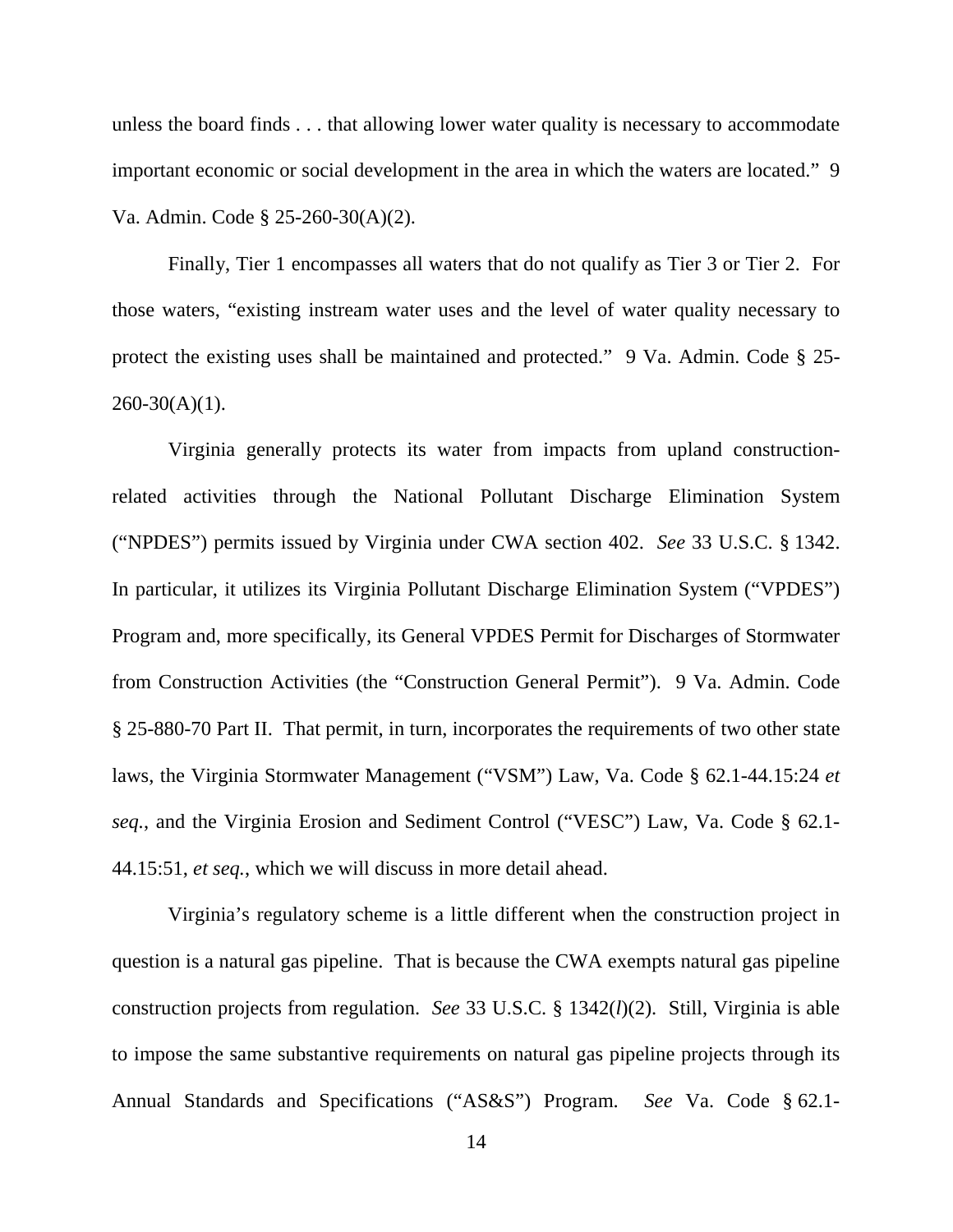unless the board finds . . . that allowing lower water quality is necessary to accommodate important economic or social development in the area in which the waters are located." 9 Va. Admin. Code § 25-260-30(A)(2).

Finally, Tier 1 encompasses all waters that do not qualify as Tier 3 or Tier 2. For those waters, "existing instream water uses and the level of water quality necessary to protect the existing uses shall be maintained and protected." 9 Va. Admin. Code § 25-260-30(A)(1).

Virginia generally protects its water from impacts from upland construction-related activities through the National Pollutant Discharge Elimination System ("NPDES") permits issued by Virginia under CWA section 402. *See* 33 U.S.C. § 1342. In particular, it utilizes its Virginia Pollutant Discharge Elimination System ("VPDES") Program and, more specifically, its General VPDES Permit for Discharges of Stormwater from Construction Activities (the "Construction General Permit"). 9 Va. Admin. Code § 25-880-70 Part II. That permit, in turn, incorporates the requirements of two other state laws, the Virginia Stormwater Management ("VSM") Law, Va. Code § 62.1-44.15:24 *et seq.*, and the Virginia Erosion and Sediment Control ("VESC") Law, Va. Code § 62.1-44.15:51, *et seq.*, which we will discuss in more detail ahead.

Virginia's regulatory scheme is a little different when the construction project in question is a natural gas pipeline. That is because the CWA exempts natural gas pipeline construction projects from regulation. *See* 33 U.S.C. § 1342(*l*)(2). Still, Virginia is able to impose the same substantive requirements on natural gas pipeline projects through its Annual Standards and Specifications ("AS&S") Program. *See* Va. Code § 62.1-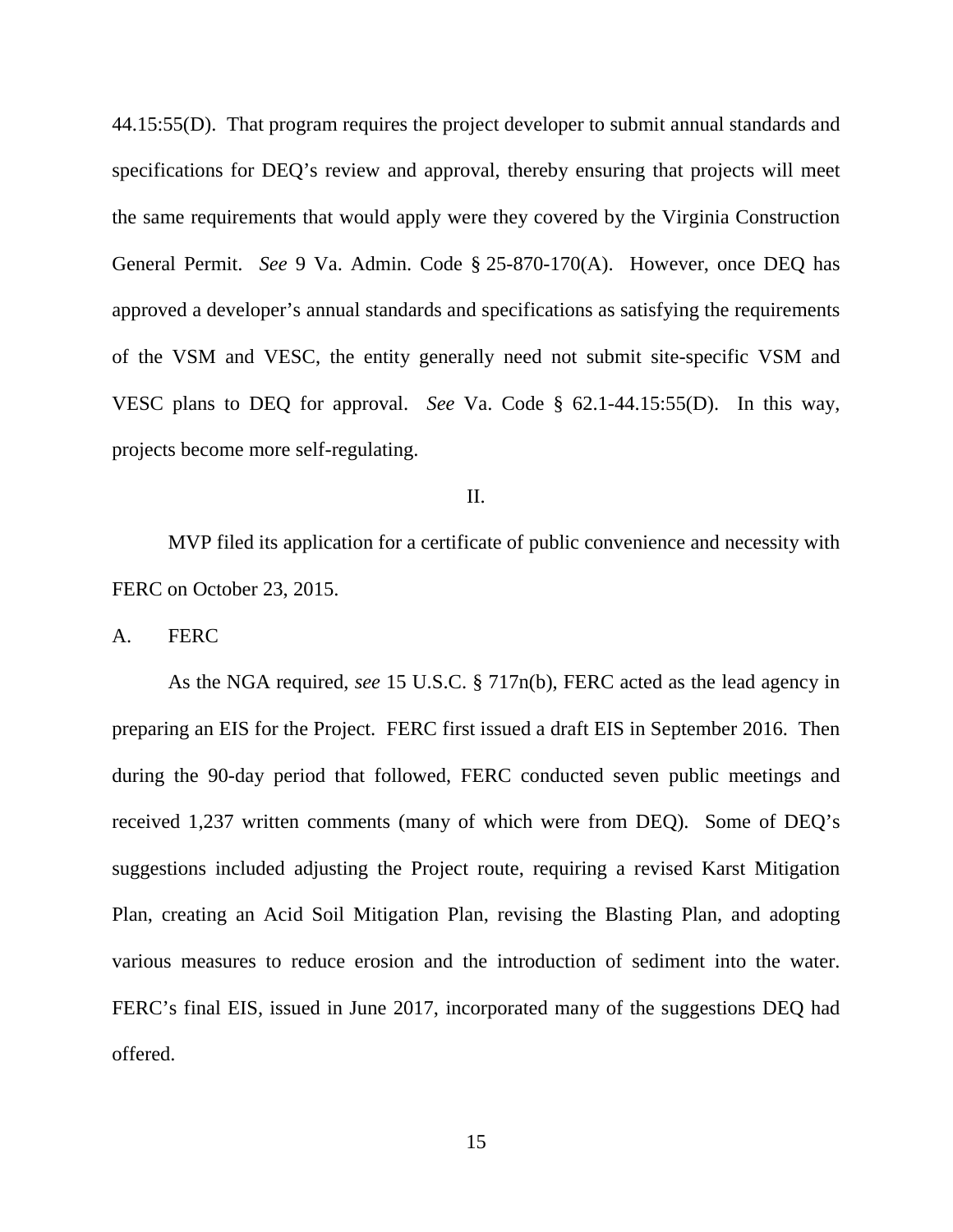44.15:55(D). That program requires the project developer to submit annual standards and specifications for DEQ's review and approval, thereby ensuring that projects will meet the same requirements that would apply were they covered by the Virginia Construction General Permit. *See* 9 Va. Admin. Code § 25-870-170(A). However, once DEQ has approved a developer's annual standards and specifications as satisfying the requirements of the VSM and VESC, the entity generally need not submit site-specific VSM and VESC plans to DEQ for approval. *See* Va. Code § 62.1-44.15:55(D). In this way, projects become more self-regulating.

## II.

MVP filed its application for a certificate of public convenience and necessity with FERC on October 23, 2015.

### A. FERC

As the NGA required, *see* 15 U.S.C. § 717n(b), FERC acted as the lead agency in preparing an EIS for the Project. FERC first issued a draft EIS in September 2016. Then during the 90-day period that followed, FERC conducted seven public meetings and received 1,237 written comments (many of which were from DEQ). Some of DEQ's suggestions included adjusting the Project route, requiring a revised Karst Mitigation Plan, creating an Acid Soil Mitigation Plan, revising the Blasting Plan, and adopting various measures to reduce erosion and the introduction of sediment into the water. FERC's final EIS, issued in June 2017, incorporated many of the suggestions DEQ had offered.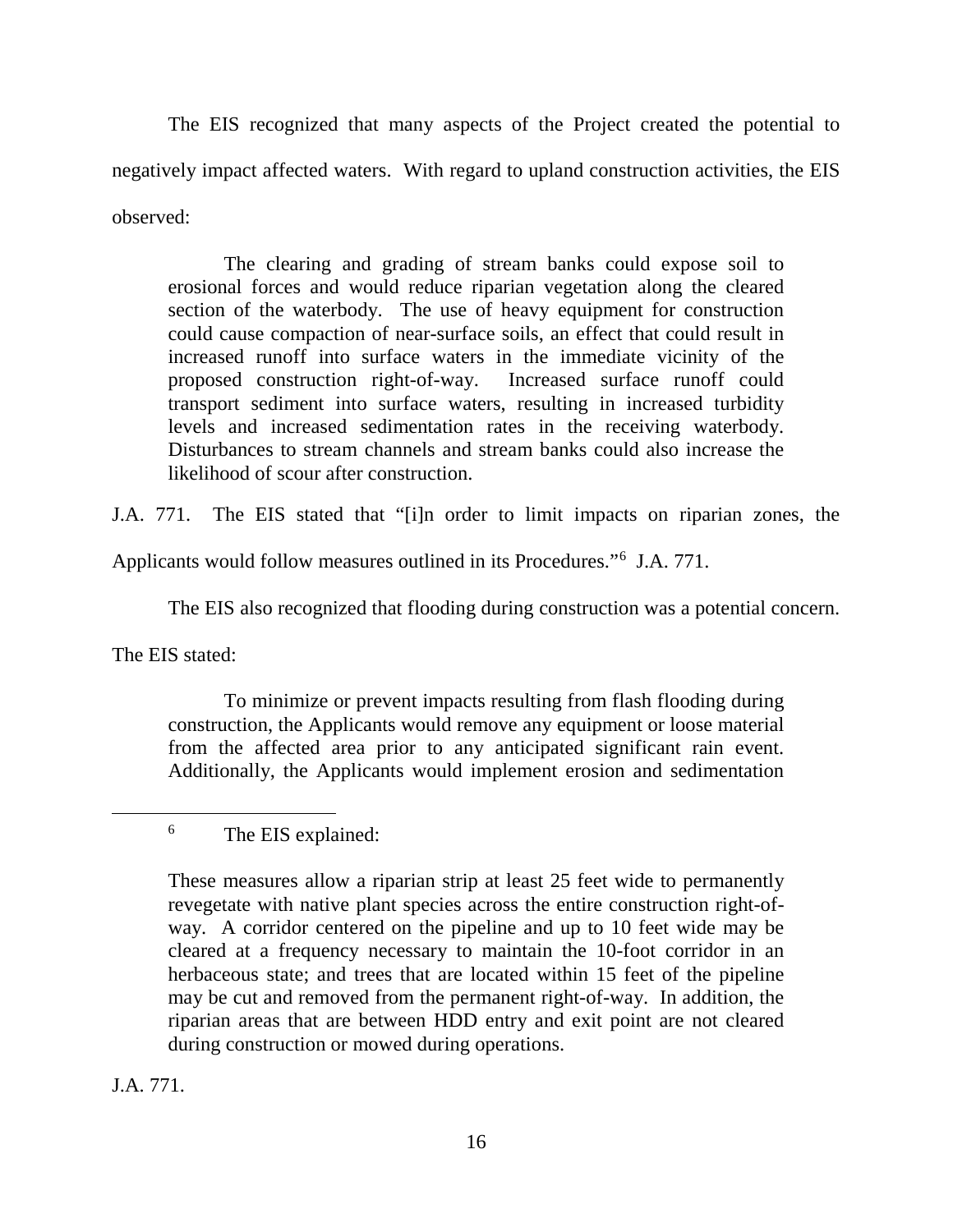The EIS recognized that many aspects of the Project created the potential to negatively impact affected waters. With regard to upland construction activities, the EIS observed:

> The clearing and grading of stream banks could expose soil to erosional forces and would reduce riparian vegetation along the cleared section of the waterbody. The use of heavy equipment for construction could cause compaction of near-surface soils, an effect that could result in increased runoff into surface waters in the immediate vicinity of the proposed construction right-of-way. Increased surface runoff could transport sediment into surface waters, resulting in increased turbidity levels and increased sedimentation rates in the receiving waterbody. Disturbances to stream channels and stream banks could also increase the likelihood of scour after construction.

J.A. 771. The EIS stated that "[i]n order to limit impacts on riparian zones, the Applicants would follow measures outlined in its Procedures."[6] J.A. 771.

The EIS also recognized that flooding during construction was a potential concern. The EIS stated:

> To minimize or prevent impacts resulting from flash flooding during construction, the Applicants would remove any equipment or loose material from the affected area prior to any anticipated significant rain event. Additionally, the Applicants would implement erosion and sedimentation

---

[6] The EIS explained:

> These measures allow a riparian strip at least 25 feet wide to permanently revegetate with native plant species across the entire construction right-of-way. A corridor centered on the pipeline and up to 10 feet wide may be cleared at a frequency necessary to maintain the 10-foot corridor in an herbaceous state; and trees that are located within 15 feet of the pipeline may be cut and removed from the permanent right-of-way. In addition, the riparian areas that are between HDD entry and exit point are not cleared during construction or mowed during operations.

J.A. 771.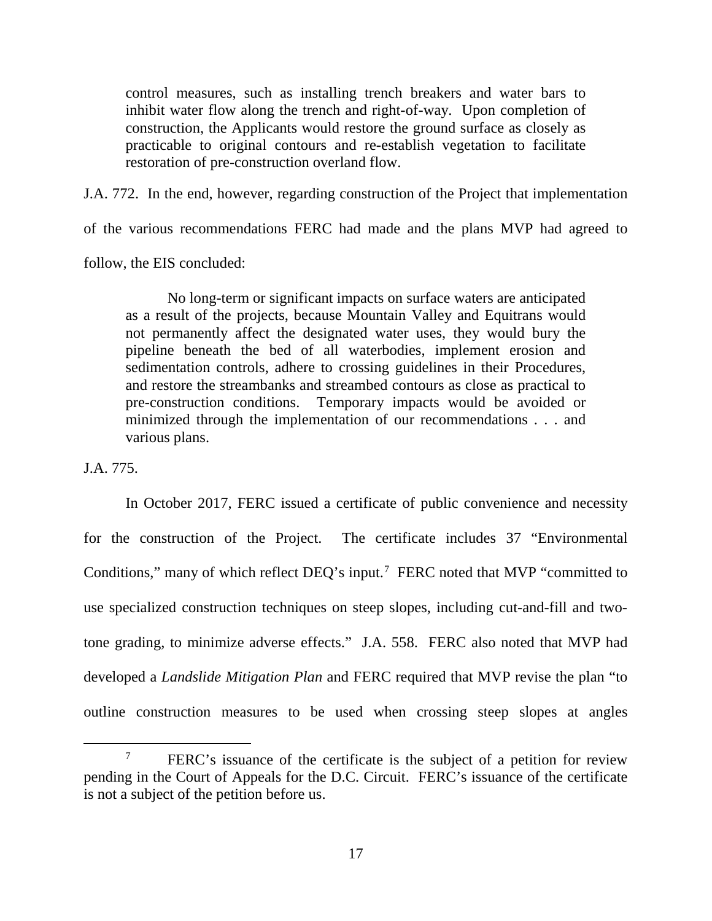> control measures, such as installing trench breakers and water bars to inhibit water flow along the trench and right-of-way. Upon completion of construction, the Applicants would restore the ground surface as closely as practicable to original contours and re-establish vegetation to facilitate restoration of pre-construction overland flow.

J.A. 772. In the end, however, regarding construction of the Project that implementation of the various recommendations FERC had made and the plans MVP had agreed to follow, the EIS concluded:

> No long-term or significant impacts on surface waters are anticipated as a result of the projects, because Mountain Valley and Equitrans would not permanently affect the designated water uses, they would bury the pipeline beneath the bed of all waterbodies, implement erosion and sedimentation controls, adhere to crossing guidelines in their Procedures, and restore the streambanks and streambed contours as close as practical to pre-construction conditions. Temporary impacts would be avoided or minimized through the implementation of our recommendations . . . and various plans.

J.A. 775.

In October 2017, FERC issued a certificate of public convenience and necessity for the construction of the Project. The certificate includes 37 "Environmental Conditions," many of which reflect DEQ's input.[7] FERC noted that MVP "committed to use specialized construction techniques on steep slopes, including cut-and-fill and two-tone grading, to minimize adverse effects." J.A. 558. FERC also noted that MVP had developed a *Landslide Mitigation Plan* and FERC required that MVP revise the plan "to outline construction measures to be used when crossing steep slopes at angles

[7] FERC's issuance of the certificate is the subject of a petition for review pending in the Court of Appeals for the D.C. Circuit. FERC's issuance of the certificate is not a subject of the petition before us.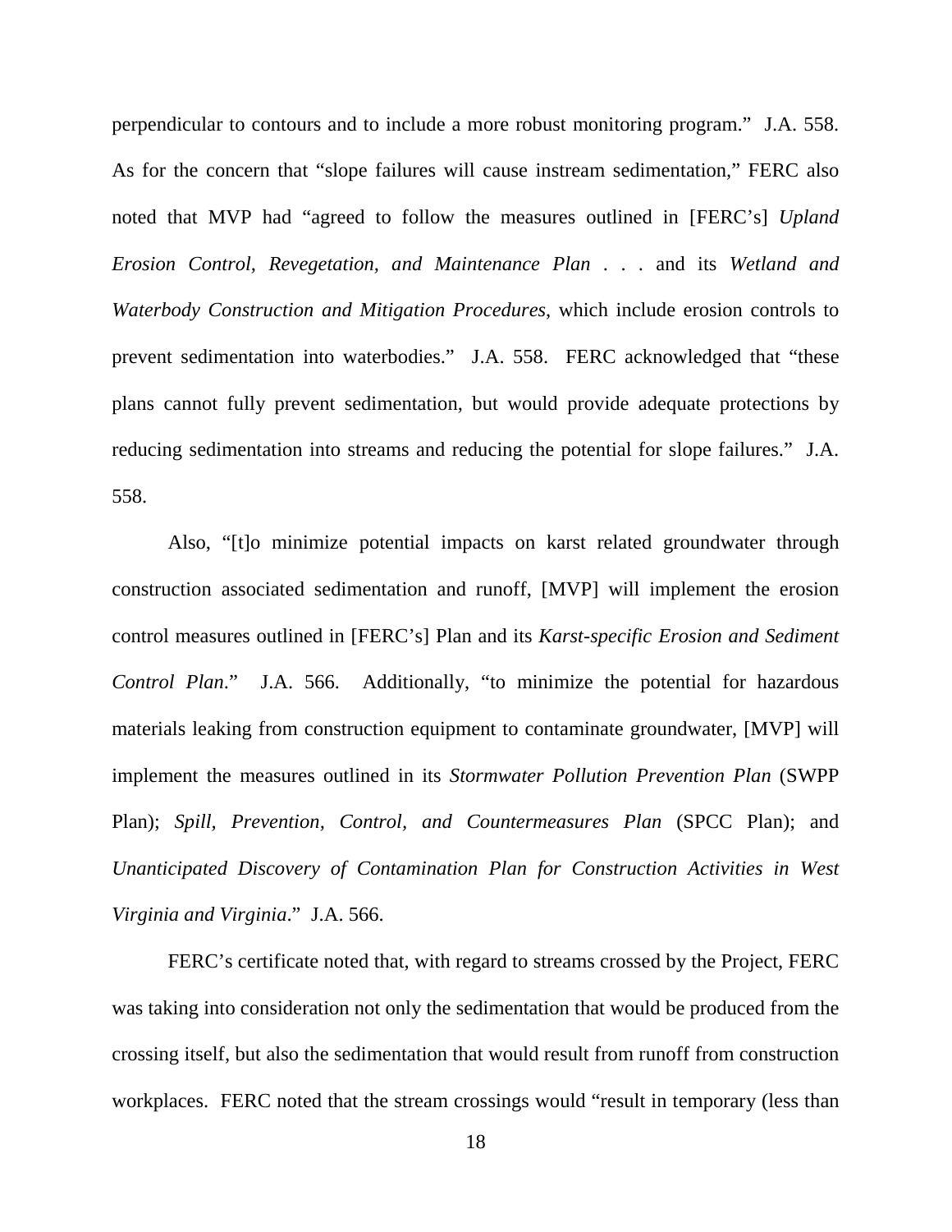perpendicular to contours and to include a more robust monitoring program." J.A. 558. As for the concern that "slope failures will cause instream sedimentation," FERC also noted that MVP had "agreed to follow the measures outlined in [FERC's] *Upland Erosion Control, Revegetation, and Maintenance Plan* . . . and its *Wetland and Waterbody Construction and Mitigation Procedures*, which include erosion controls to prevent sedimentation into waterbodies." J.A. 558. FERC acknowledged that "these plans cannot fully prevent sedimentation, but would provide adequate protections by reducing sedimentation into streams and reducing the potential for slope failures." J.A. 558.

Also, "[t]o minimize potential impacts on karst related groundwater through construction associated sedimentation and runoff, [MVP] will implement the erosion control measures outlined in [FERC's] Plan and its *Karst-specific Erosion and Sediment Control Plan*." J.A. 566. Additionally, "to minimize the potential for hazardous materials leaking from construction equipment to contaminate groundwater, [MVP] will implement the measures outlined in its *Stormwater Pollution Prevention Plan* (SWPP Plan); *Spill, Prevention, Control, and Countermeasures Plan* (SPCC Plan); and *Unanticipated Discovery of Contamination Plan for Construction Activities in West Virginia and Virginia*." J.A. 566.

FERC's certificate noted that, with regard to streams crossed by the Project, FERC was taking into consideration not only the sedimentation that would be produced from the crossing itself, but also the sedimentation that would result from runoff from construction workplaces. FERC noted that the stream crossings would "result in temporary (less than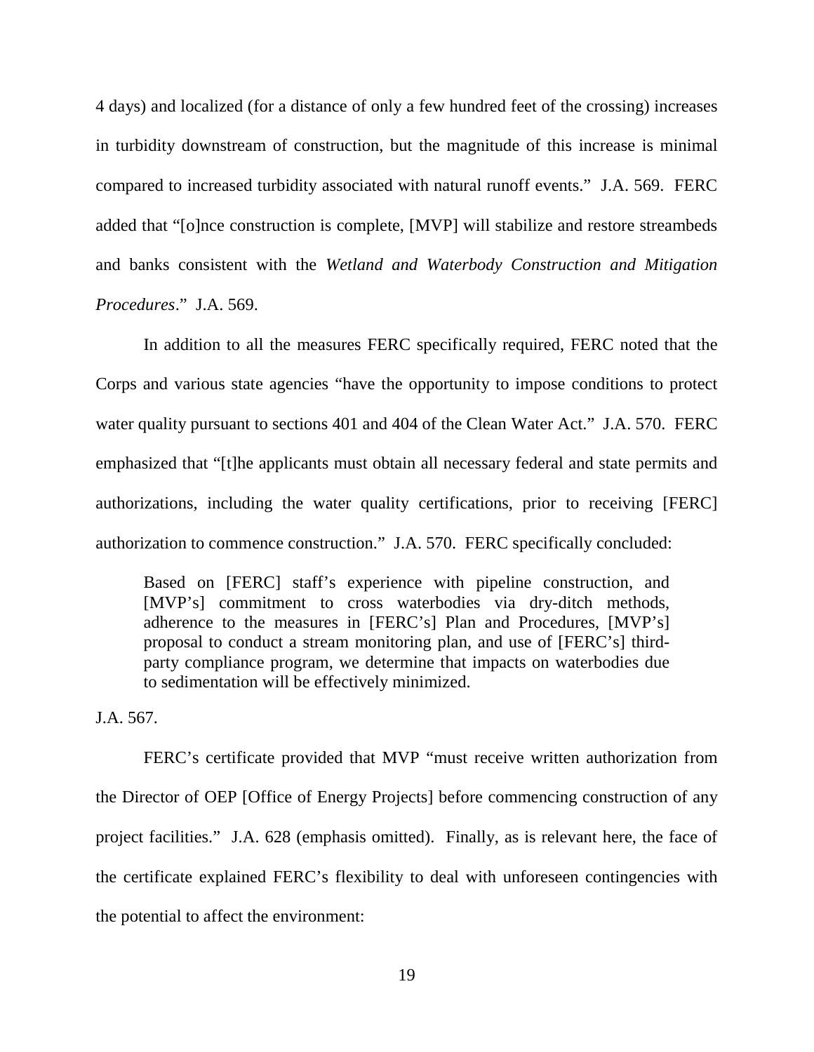4 days) and localized (for a distance of only a few hundred feet of the crossing) increases in turbidity downstream of construction, but the magnitude of this increase is minimal compared to increased turbidity associated with natural runoff events." J.A. 569. FERC added that "[o]nce construction is complete, [MVP] will stabilize and restore streambeds and banks consistent with the *Wetland and Waterbody Construction and Mitigation Procedures*." J.A. 569.

In addition to all the measures FERC specifically required, FERC noted that the Corps and various state agencies "have the opportunity to impose conditions to protect water quality pursuant to sections 401 and 404 of the Clean Water Act." J.A. 570. FERC emphasized that "[t]he applicants must obtain all necessary federal and state permits and authorizations, including the water quality certifications, prior to receiving [FERC] authorization to commence construction." J.A. 570. FERC specifically concluded:

> Based on [FERC] staff's experience with pipeline construction, and [MVP's] commitment to cross waterbodies via dry-ditch methods, adherence to the measures in [FERC's] Plan and Procedures, [MVP's] proposal to conduct a stream monitoring plan, and use of [FERC's] third-party compliance program, we determine that impacts on waterbodies due to sedimentation will be effectively minimized.

J.A. 567.

FERC's certificate provided that MVP "must receive written authorization from the Director of OEP [Office of Energy Projects] before commencing construction of any project facilities." J.A. 628 (emphasis omitted). Finally, as is relevant here, the face of the certificate explained FERC's flexibility to deal with unforeseen contingencies with the potential to affect the environment: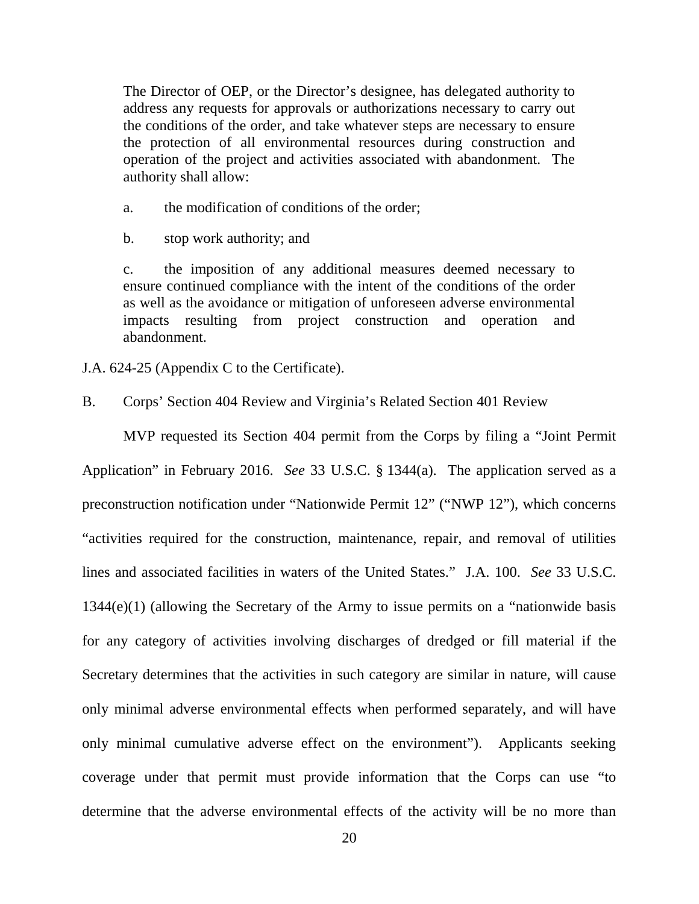> The Director of OEP, or the Director's designee, has delegated authority to address any requests for approvals or authorizations necessary to carry out the conditions of the order, and take whatever steps are necessary to ensure the protection of all environmental resources during construction and operation of the project and activities associated with abandonment. The authority shall allow:
>
> a. the modification of conditions of the order;
>
> b. stop work authority; and
>
> c. the imposition of any additional measures deemed necessary to ensure continued compliance with the intent of the conditions of the order as well as the avoidance or mitigation of unforeseen adverse environmental impacts resulting from project construction and operation and abandonment.

J.A. 624-25 (Appendix C to the Certificate).

## B. Corps' Section 404 Review and Virginia's Related Section 401 Review

MVP requested its Section 404 permit from the Corps by filing a "Joint Permit Application" in February 2016. *See* 33 U.S.C. § 1344(a). The application served as a preconstruction notification under "Nationwide Permit 12" ("NWP 12"), which concerns "activities required for the construction, maintenance, repair, and removal of utilities lines and associated facilities in waters of the United States." J.A. 100. *See* 33 U.S.C. 1344(e)(1) (allowing the Secretary of the Army to issue permits on a "nationwide basis for any category of activities involving discharges of dredged or fill material if the Secretary determines that the activities in such category are similar in nature, will cause only minimal adverse environmental effects when performed separately, and will have only minimal cumulative adverse effect on the environment"). Applicants seeking coverage under that permit must provide information that the Corps can use "to determine that the adverse environmental effects of the activity will be no more than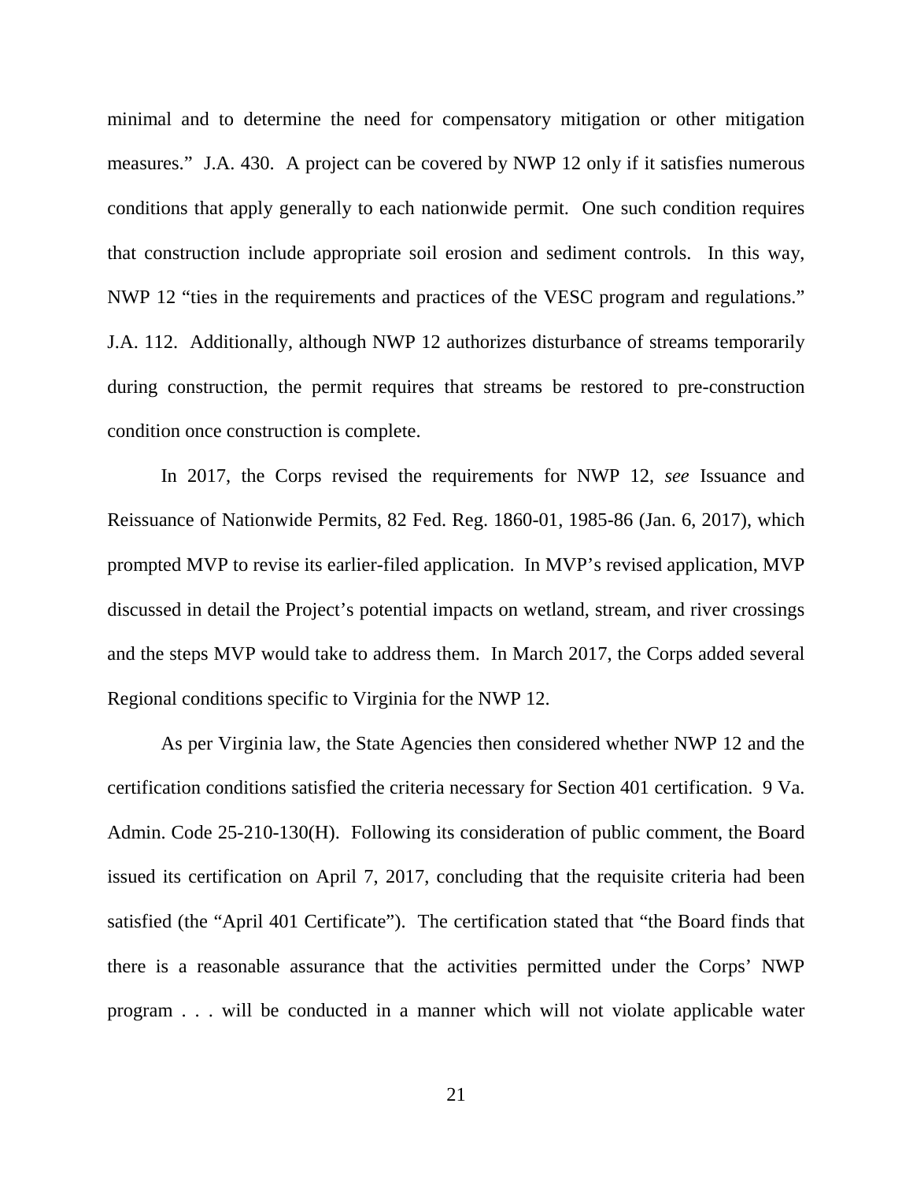minimal and to determine the need for compensatory mitigation or other mitigation measures." J.A. 430. A project can be covered by NWP 12 only if it satisfies numerous conditions that apply generally to each nationwide permit. One such condition requires that construction include appropriate soil erosion and sediment controls. In this way, NWP 12 "ties in the requirements and practices of the VESC program and regulations." J.A. 112. Additionally, although NWP 12 authorizes disturbance of streams temporarily during construction, the permit requires that streams be restored to pre-construction condition once construction is complete.

In 2017, the Corps revised the requirements for NWP 12, *see* Issuance and Reissuance of Nationwide Permits, 82 Fed. Reg. 1860-01, 1985-86 (Jan. 6, 2017), which prompted MVP to revise its earlier-filed application. In MVP's revised application, MVP discussed in detail the Project's potential impacts on wetland, stream, and river crossings and the steps MVP would take to address them. In March 2017, the Corps added several Regional conditions specific to Virginia for the NWP 12.

As per Virginia law, the State Agencies then considered whether NWP 12 and the certification conditions satisfied the criteria necessary for Section 401 certification. 9 Va. Admin. Code 25-210-130(H). Following its consideration of public comment, the Board issued its certification on April 7, 2017, concluding that the requisite criteria had been satisfied (the "April 401 Certificate"). The certification stated that "the Board finds that there is a reasonable assurance that the activities permitted under the Corps' NWP program . . . will be conducted in a manner which will not violate applicable water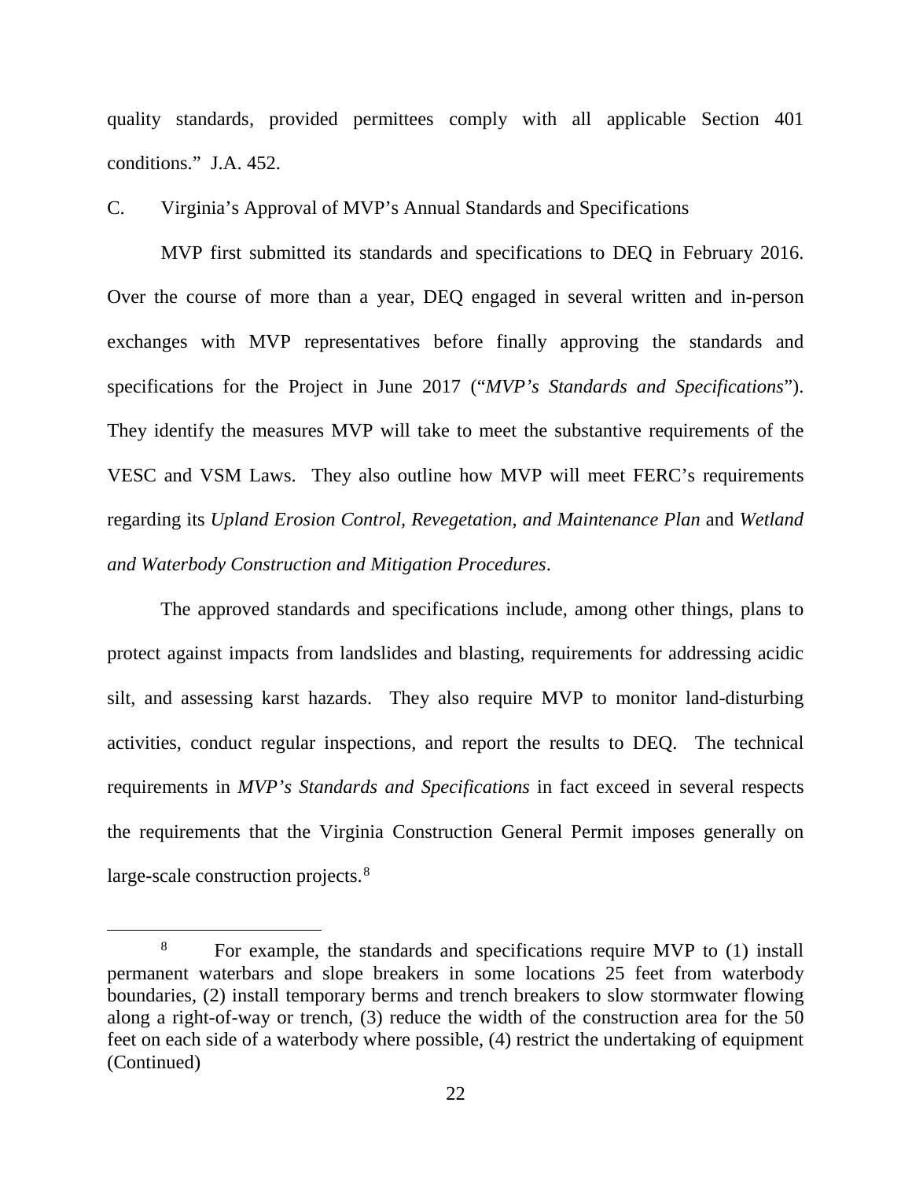quality standards, provided permittees comply with all applicable Section 401 conditions." J.A. 452.

## C. Virginia's Approval of MVP's Annual Standards and Specifications

MVP first submitted its standards and specifications to DEQ in February 2016. Over the course of more than a year, DEQ engaged in several written and in-person exchanges with MVP representatives before finally approving the standards and specifications for the Project in June 2017 ("*MVP's Standards and Specifications*"). They identify the measures MVP will take to meet the substantive requirements of the VESC and VSM Laws. They also outline how MVP will meet FERC's requirements regarding its *Upland Erosion Control, Revegetation, and Maintenance Plan* and *Wetland and Waterbody Construction and Mitigation Procedures*.

The approved standards and specifications include, among other things, plans to protect against impacts from landslides and blasting, requirements for addressing acidic silt, and assessing karst hazards. They also require MVP to monitor land-disturbing activities, conduct regular inspections, and report the results to DEQ. The technical requirements in *MVP's Standards and Specifications* in fact exceed in several respects the requirements that the Virginia Construction General Permit imposes generally on large-scale construction projects.[8]

[8] For example, the standards and specifications require MVP to (1) install permanent waterbars and slope breakers in some locations 25 feet from waterbody boundaries, (2) install temporary berms and trench breakers to slow stormwater flowing along a right-of-way or trench, (3) reduce the width of the construction area for the 50 feet on each side of a waterbody where possible, (4) restrict the undertaking of equipment (Continued)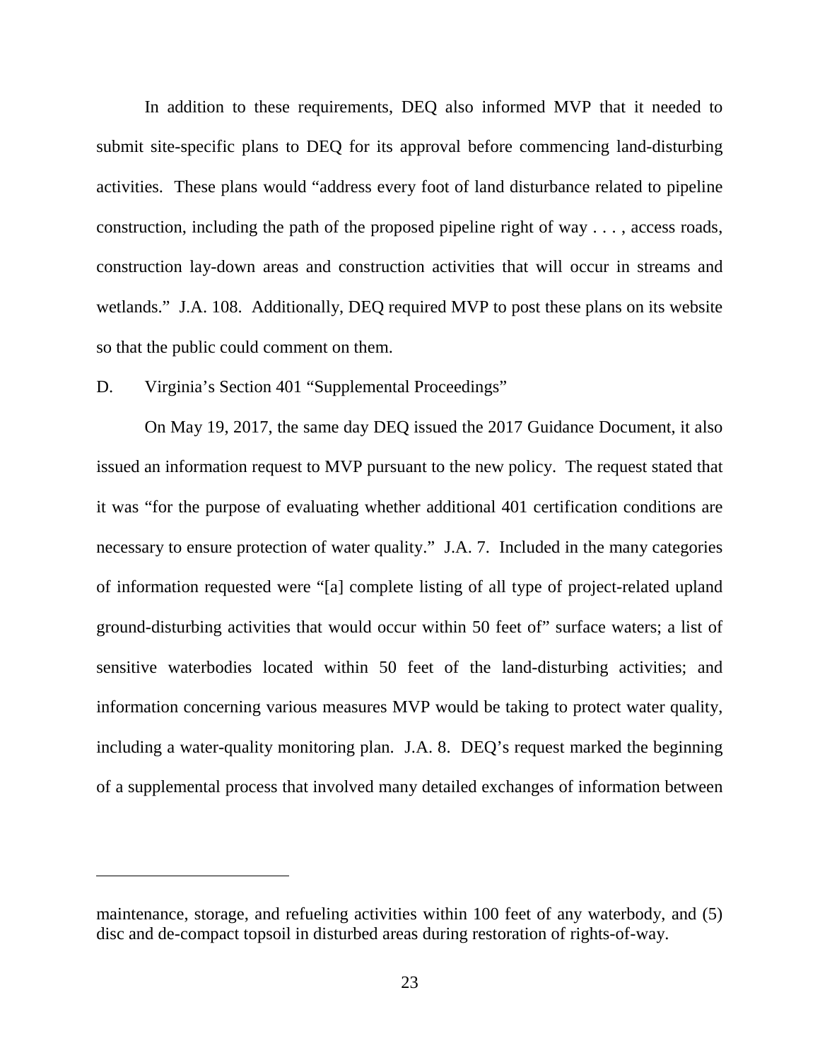In addition to these requirements, DEQ also informed MVP that it needed to submit site-specific plans to DEQ for its approval before commencing land-disturbing activities. These plans would "address every foot of land disturbance related to pipeline construction, including the path of the proposed pipeline right of way . . . , access roads, construction lay-down areas and construction activities that will occur in streams and wetlands." J.A. 108. Additionally, DEQ required MVP to post these plans on its website so that the public could comment on them.

D. Virginia's Section 401 "Supplemental Proceedings"

On May 19, 2017, the same day DEQ issued the 2017 Guidance Document, it also issued an information request to MVP pursuant to the new policy. The request stated that it was "for the purpose of evaluating whether additional 401 certification conditions are necessary to ensure protection of water quality." J.A. 7. Included in the many categories of information requested were "[a] complete listing of all type of project-related upland ground-disturbing activities that would occur within 50 feet of" surface waters; a list of sensitive waterbodies located within 50 feet of the land-disturbing activities; and information concerning various measures MVP would be taking to protect water quality, including a water-quality monitoring plan. J.A. 8. DEQ's request marked the beginning of a supplemental process that involved many detailed exchanges of information between

---

maintenance, storage, and refueling activities within 100 feet of any waterbody, and (5) disc and de-compact topsoil in disturbed areas during restoration of rights-of-way.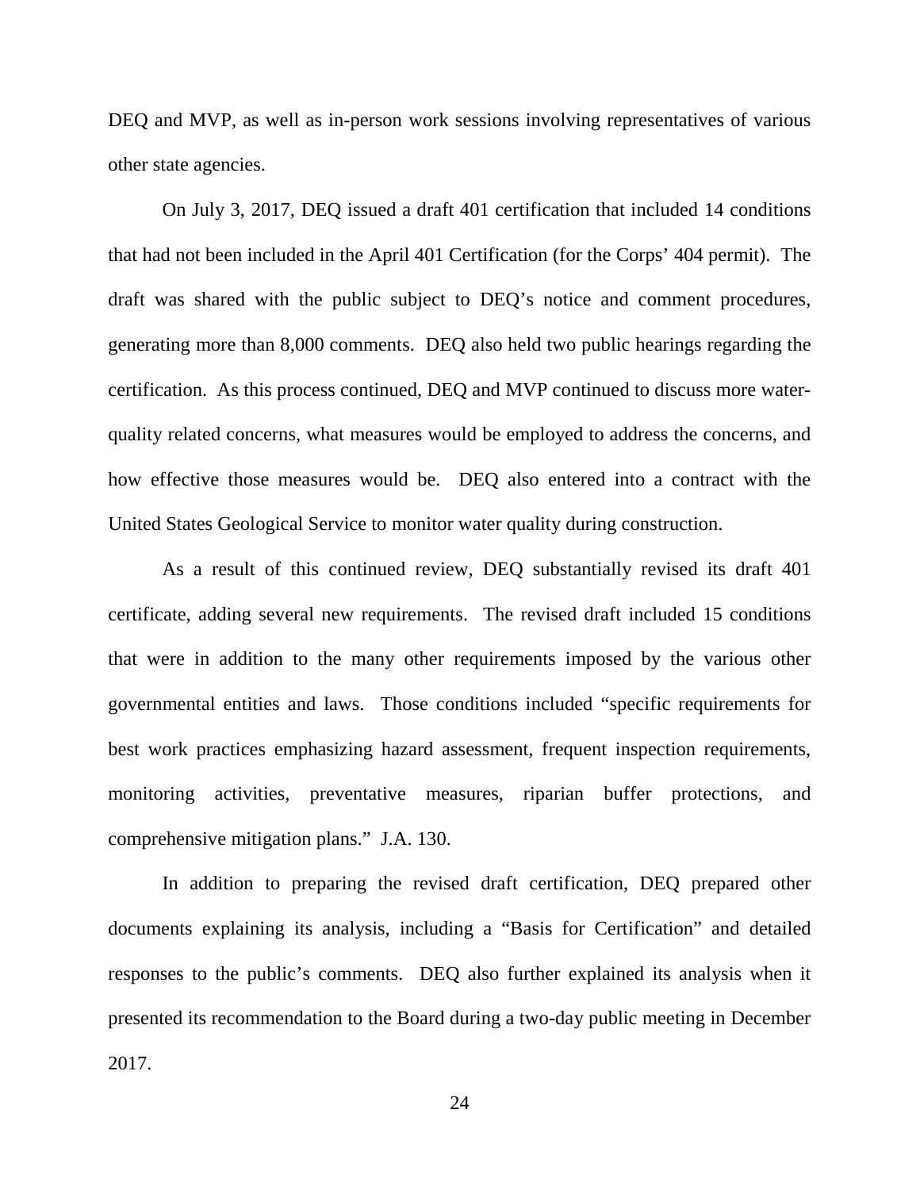DEQ and MVP, as well as in-person work sessions involving representatives of various other state agencies.

On July 3, 2017, DEQ issued a draft 401 certification that included 14 conditions that had not been included in the April 401 Certification (for the Corps' 404 permit). The draft was shared with the public subject to DEQ's notice and comment procedures, generating more than 8,000 comments. DEQ also held two public hearings regarding the certification. As this process continued, DEQ and MVP continued to discuss more water-quality related concerns, what measures would be employed to address the concerns, and how effective those measures would be. DEQ also entered into a contract with the United States Geological Service to monitor water quality during construction.

As a result of this continued review, DEQ substantially revised its draft 401 certificate, adding several new requirements. The revised draft included 15 conditions that were in addition to the many other requirements imposed by the various other governmental entities and laws. Those conditions included "specific requirements for best work practices emphasizing hazard assessment, frequent inspection requirements, monitoring activities, preventative measures, riparian buffer protections, and comprehensive mitigation plans." J.A. 130.

In addition to preparing the revised draft certification, DEQ prepared other documents explaining its analysis, including a "Basis for Certification" and detailed responses to the public's comments. DEQ also further explained its analysis when it presented its recommendation to the Board during a two-day public meeting in December 2017.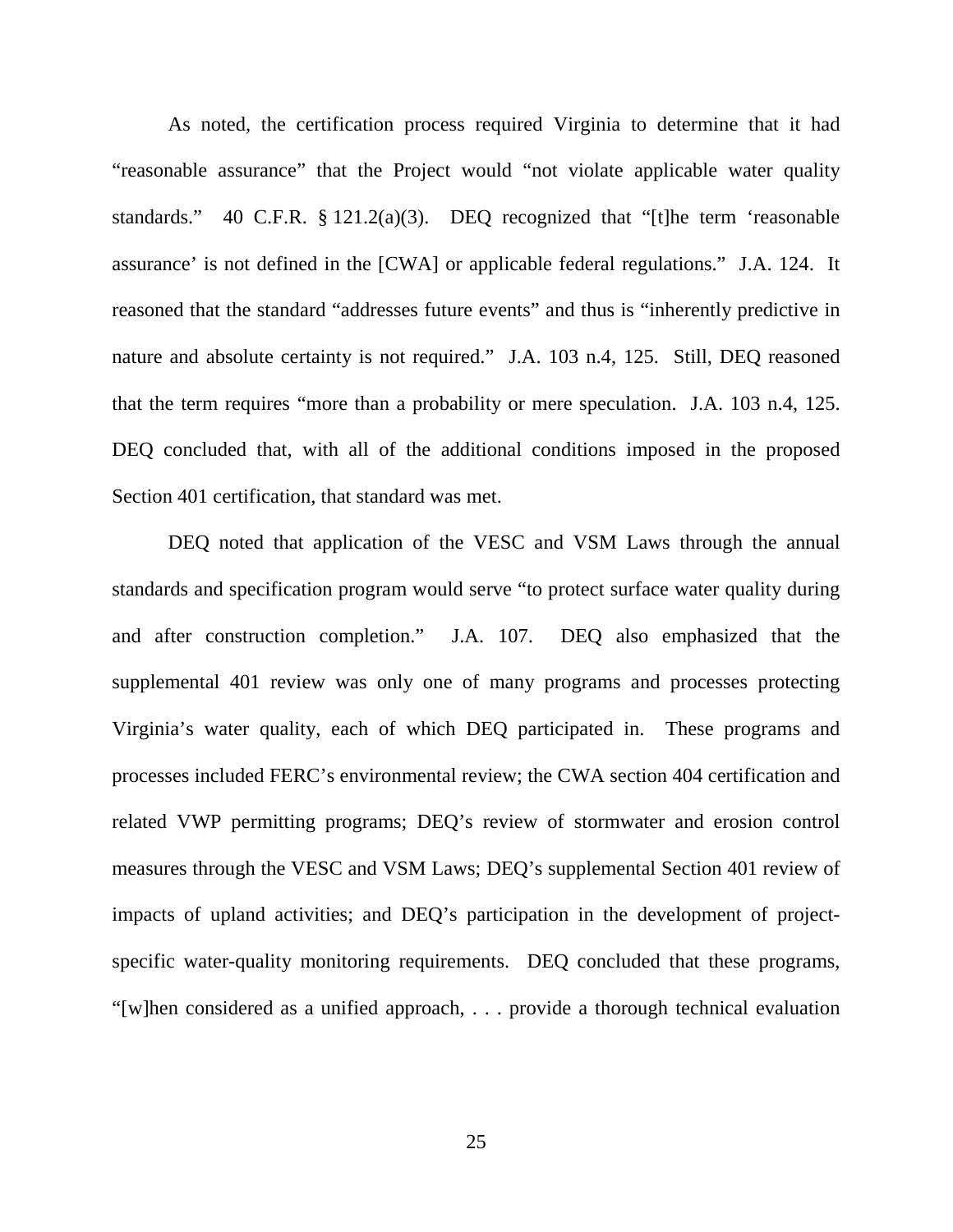As noted, the certification process required Virginia to determine that it had "reasonable assurance" that the Project would "not violate applicable water quality standards." 40 C.F.R. § 121.2(a)(3). DEQ recognized that "[t]he term 'reasonable assurance' is not defined in the [CWA] or applicable federal regulations." J.A. 124. It reasoned that the standard "addresses future events" and thus is "inherently predictive in nature and absolute certainty is not required." J.A. 103 n.4, 125. Still, DEQ reasoned that the term requires "more than a probability or mere speculation. J.A. 103 n.4, 125. DEQ concluded that, with all of the additional conditions imposed in the proposed Section 401 certification, that standard was met.

DEQ noted that application of the VESC and VSM Laws through the annual standards and specification program would serve "to protect surface water quality during and after construction completion." J.A. 107. DEQ also emphasized that the supplemental 401 review was only one of many programs and processes protecting Virginia's water quality, each of which DEQ participated in. These programs and processes included FERC's environmental review; the CWA section 404 certification and related VWP permitting programs; DEQ's review of stormwater and erosion control measures through the VESC and VSM Laws; DEQ's supplemental Section 401 review of impacts of upland activities; and DEQ's participation in the development of project-specific water-quality monitoring requirements. DEQ concluded that these programs, "[w]hen considered as a unified approach, . . . provide a thorough technical evaluation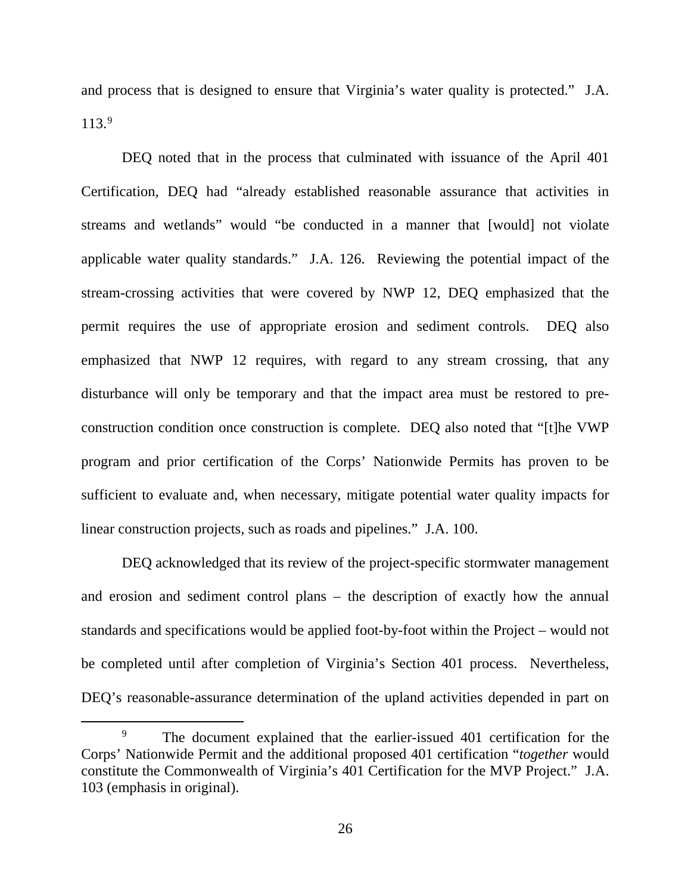and process that is designed to ensure that Virginia's water quality is protected." J.A. 113.[9]

DEQ noted that in the process that culminated with issuance of the April 401 Certification, DEQ had "already established reasonable assurance that activities in streams and wetlands" would "be conducted in a manner that [would] not violate applicable water quality standards." J.A. 126. Reviewing the potential impact of the stream-crossing activities that were covered by NWP 12, DEQ emphasized that the permit requires the use of appropriate erosion and sediment controls. DEQ also emphasized that NWP 12 requires, with regard to any stream crossing, that any disturbance will only be temporary and that the impact area must be restored to pre-construction condition once construction is complete. DEQ also noted that "[t]he VWP program and prior certification of the Corps' Nationwide Permits has proven to be sufficient to evaluate and, when necessary, mitigate potential water quality impacts for linear construction projects, such as roads and pipelines." J.A. 100.

DEQ acknowledged that its review of the project-specific stormwater management and erosion and sediment control plans – the description of exactly how the annual standards and specifications would be applied foot-by-foot within the Project – would not be completed until after completion of Virginia's Section 401 process. Nevertheless, DEQ's reasonable-assurance determination of the upland activities depended in part on

[9] The document explained that the earlier-issued 401 certification for the Corps' Nationwide Permit and the additional proposed 401 certification "*together* would constitute the Commonwealth of Virginia's 401 Certification for the MVP Project." J.A. 103 (emphasis in original).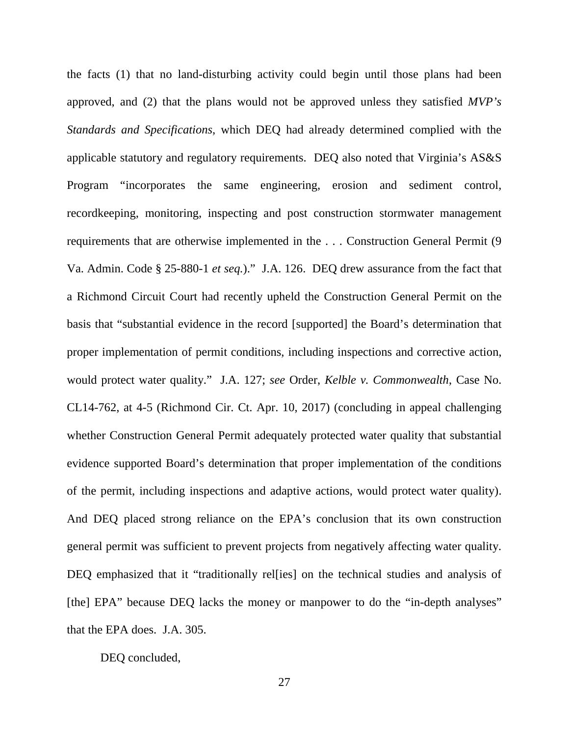the facts (1) that no land-disturbing activity could begin until those plans had been approved, and (2) that the plans would not be approved unless they satisfied *MVP's Standards and Specifications*, which DEQ had already determined complied with the applicable statutory and regulatory requirements. DEQ also noted that Virginia's AS&S Program "incorporates the same engineering, erosion and sediment control, recordkeeping, monitoring, inspecting and post construction stormwater management requirements that are otherwise implemented in the . . . Construction General Permit (9 Va. Admin. Code § 25-880-1 *et seq.*)." J.A. 126. DEQ drew assurance from the fact that a Richmond Circuit Court had recently upheld the Construction General Permit on the basis that "substantial evidence in the record [supported] the Board's determination that proper implementation of permit conditions, including inspections and corrective action, would protect water quality." J.A. 127; *see* Order, *Kelble v. Commonwealth*, Case No. CL14-762, at 4-5 (Richmond Cir. Ct. Apr. 10, 2017) (concluding in appeal challenging whether Construction General Permit adequately protected water quality that substantial evidence supported Board's determination that proper implementation of the conditions of the permit, including inspections and adaptive actions, would protect water quality). And DEQ placed strong reliance on the EPA's conclusion that its own construction general permit was sufficient to prevent projects from negatively affecting water quality. DEQ emphasized that it "traditionally rel[ies] on the technical studies and analysis of [the] EPA" because DEQ lacks the money or manpower to do the "in-depth analyses" that the EPA does. J.A. 305.

DEQ concluded,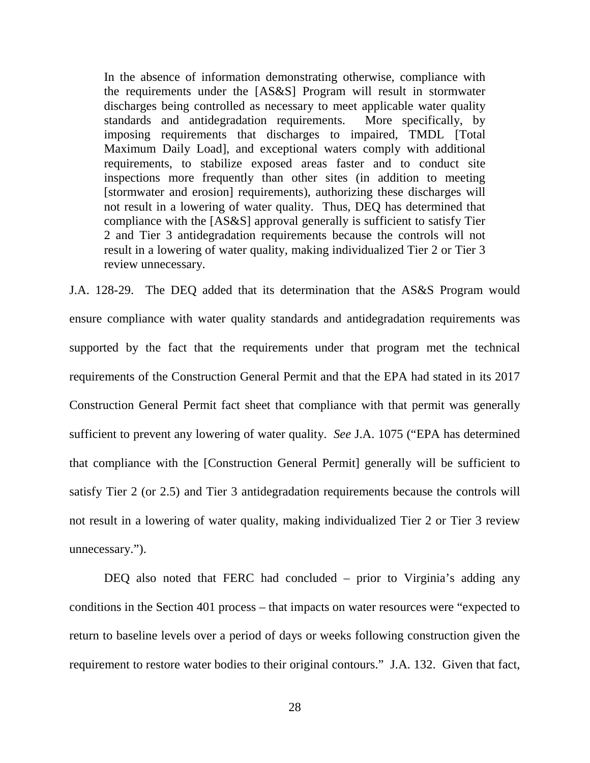> In the absence of information demonstrating otherwise, compliance with the requirements under the [AS&S] Program will result in stormwater discharges being controlled as necessary to meet applicable water quality standards and antidegradation requirements. More specifically, by imposing requirements that discharges to impaired, TMDL [Total Maximum Daily Load], and exceptional waters comply with additional requirements, to stabilize exposed areas faster and to conduct site inspections more frequently than other sites (in addition to meeting [stormwater and erosion] requirements), authorizing these discharges will not result in a lowering of water quality. Thus, DEQ has determined that compliance with the [AS&S] approval generally is sufficient to satisfy Tier 2 and Tier 3 antidegradation requirements because the controls will not result in a lowering of water quality, making individualized Tier 2 or Tier 3 review unnecessary.

J.A. 128-29. The DEQ added that its determination that the AS&S Program would ensure compliance with water quality standards and antidegradation requirements was supported by the fact that the requirements under that program met the technical requirements of the Construction General Permit and that the EPA had stated in its 2017 Construction General Permit fact sheet that compliance with that permit was generally sufficient to prevent any lowering of water quality. *See* J.A. 1075 ("EPA has determined that compliance with the [Construction General Permit] generally will be sufficient to satisfy Tier 2 (or 2.5) and Tier 3 antidegradation requirements because the controls will not result in a lowering of water quality, making individualized Tier 2 or Tier 3 review unnecessary.").

DEQ also noted that FERC had concluded – prior to Virginia's adding any conditions in the Section 401 process – that impacts on water resources were "expected to return to baseline levels over a period of days or weeks following construction given the requirement to restore water bodies to their original contours." J.A. 132. Given that fact,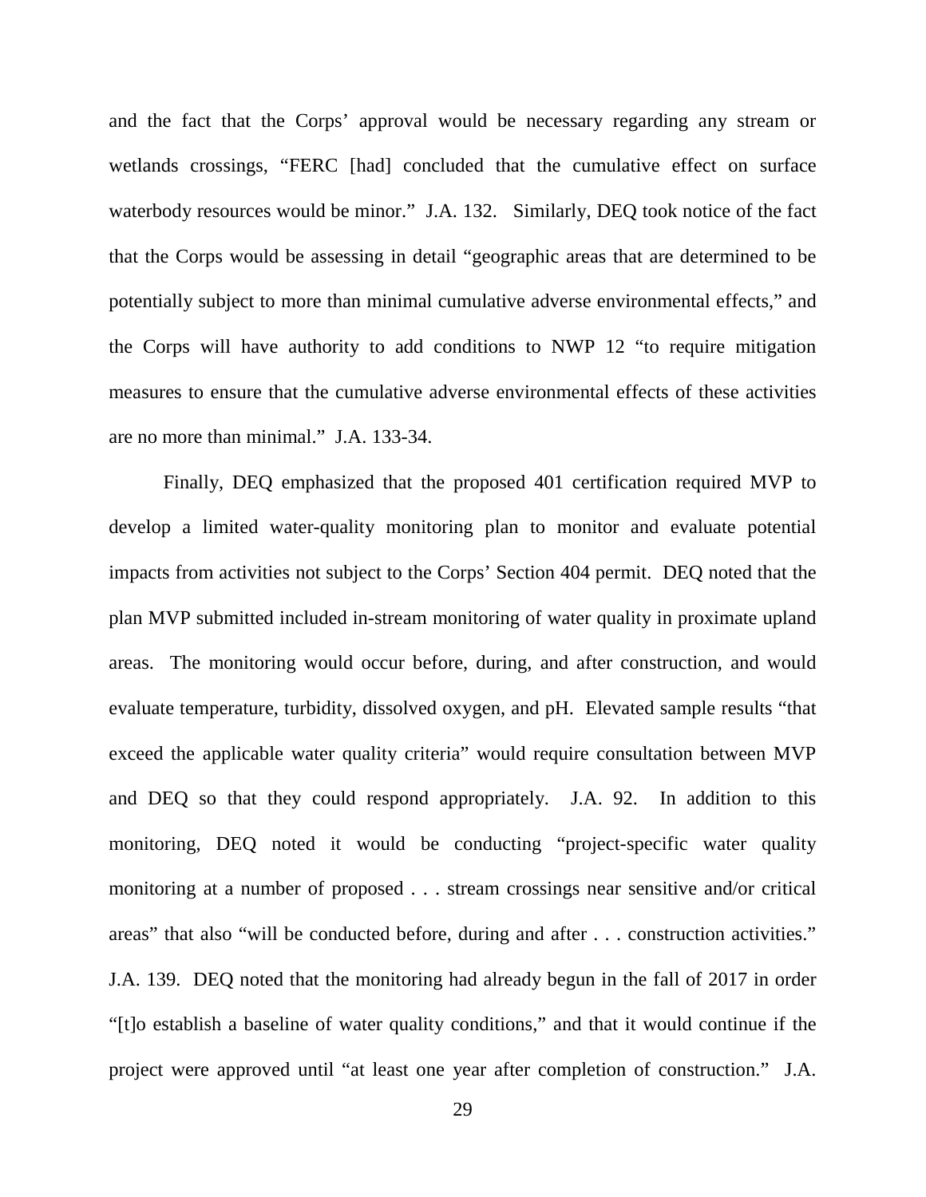and the fact that the Corps' approval would be necessary regarding any stream or wetlands crossings, "FERC [had] concluded that the cumulative effect on surface waterbody resources would be minor." J.A. 132. Similarly, DEQ took notice of the fact that the Corps would be assessing in detail "geographic areas that are determined to be potentially subject to more than minimal cumulative adverse environmental effects," and the Corps will have authority to add conditions to NWP 12 "to require mitigation measures to ensure that the cumulative adverse environmental effects of these activities are no more than minimal." J.A. 133-34.

Finally, DEQ emphasized that the proposed 401 certification required MVP to develop a limited water-quality monitoring plan to monitor and evaluate potential impacts from activities not subject to the Corps' Section 404 permit. DEQ noted that the plan MVP submitted included in-stream monitoring of water quality in proximate upland areas. The monitoring would occur before, during, and after construction, and would evaluate temperature, turbidity, dissolved oxygen, and pH. Elevated sample results "that exceed the applicable water quality criteria" would require consultation between MVP and DEQ so that they could respond appropriately. J.A. 92. In addition to this monitoring, DEQ noted it would be conducting "project-specific water quality monitoring at a number of proposed . . . stream crossings near sensitive and/or critical areas" that also "will be conducted before, during and after . . . construction activities." J.A. 139. DEQ noted that the monitoring had already begun in the fall of 2017 in order "[t]o establish a baseline of water quality conditions," and that it would continue if the project were approved until "at least one year after completion of construction." J.A.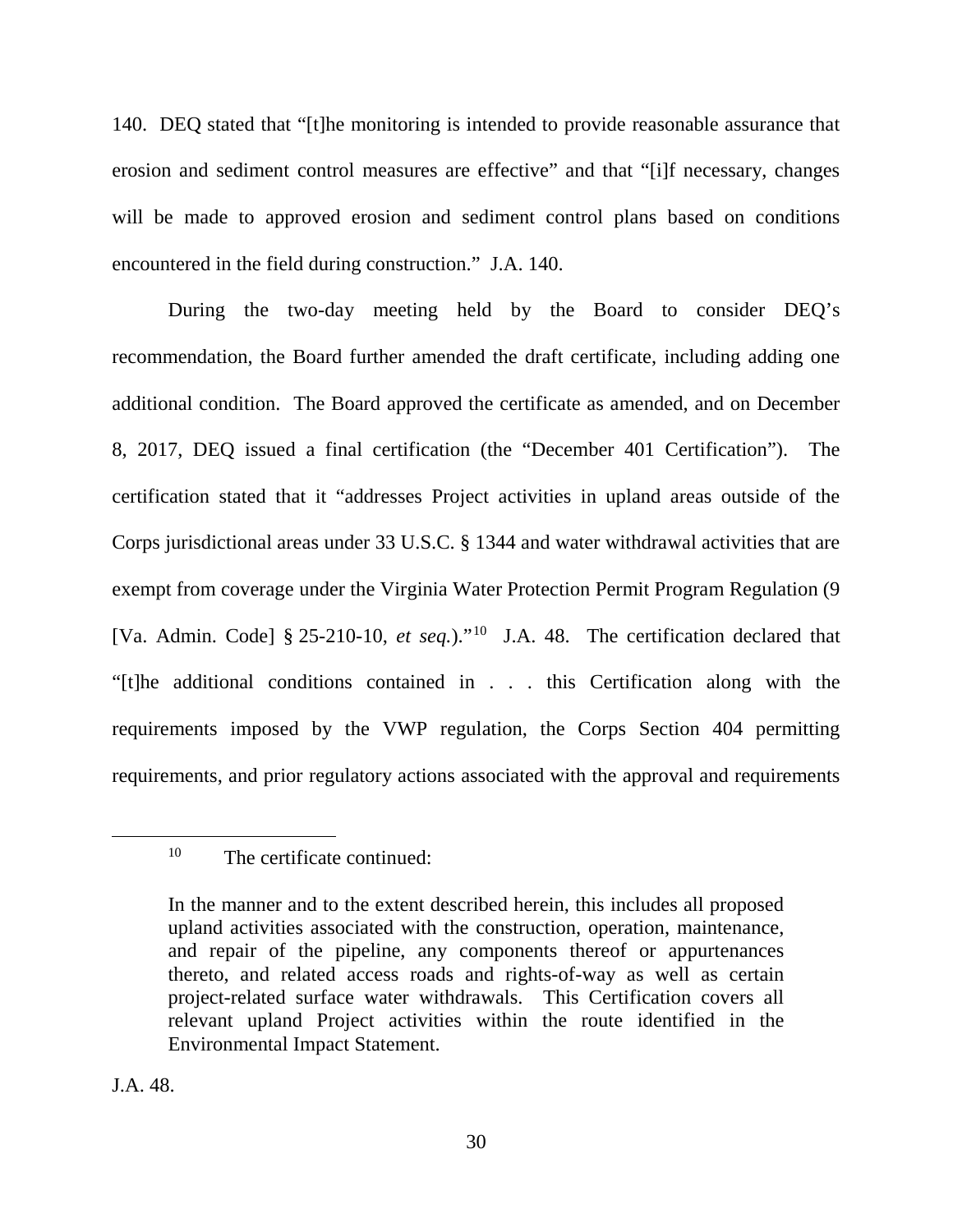140. DEQ stated that "[t]he monitoring is intended to provide reasonable assurance that erosion and sediment control measures are effective" and that "[i]f necessary, changes will be made to approved erosion and sediment control plans based on conditions encountered in the field during construction." J.A. 140.

During the two-day meeting held by the Board to consider DEQ's recommendation, the Board further amended the draft certificate, including adding one additional condition. The Board approved the certificate as amended, and on December 8, 2017, DEQ issued a final certification (the "December 401 Certification"). The certification stated that it "addresses Project activities in upland areas outside of the Corps jurisdictional areas under 33 U.S.C. § 1344 and water withdrawal activities that are exempt from coverage under the Virginia Water Protection Permit Program Regulation (9 [Va. Admin. Code] § 25-210-10, *et seq.*)."[10] J.A. 48. The certification declared that "[t]he additional conditions contained in . . . this Certification along with the requirements imposed by the VWP regulation, the Corps Section 404 permitting requirements, and prior regulatory actions associated with the approval and requirements

---

[10] The certificate continued:

> In the manner and to the extent described herein, this includes all proposed upland activities associated with the construction, operation, maintenance, and repair of the pipeline, any components thereof or appurtenances thereto, and related access roads and rights-of-way as well as certain project-related surface water withdrawals. This Certification covers all relevant upland Project activities within the route identified in the Environmental Impact Statement.

J.A. 48.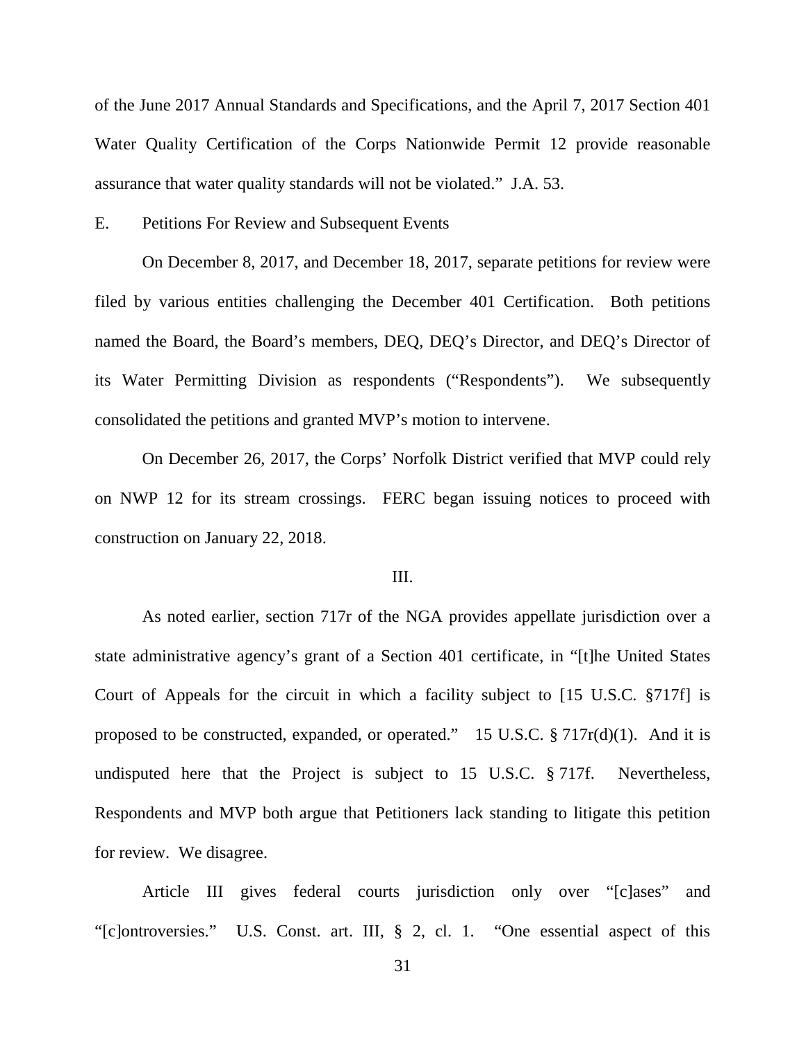of the June 2017 Annual Standards and Specifications, and the April 7, 2017 Section 401 Water Quality Certification of the Corps Nationwide Permit 12 provide reasonable assurance that water quality standards will not be violated." J.A. 53.

E. Petitions For Review and Subsequent Events

On December 8, 2017, and December 18, 2017, separate petitions for review were filed by various entities challenging the December 401 Certification. Both petitions named the Board, the Board's members, DEQ, DEQ's Director, and DEQ's Director of its Water Permitting Division as respondents ("Respondents"). We subsequently consolidated the petitions and granted MVP's motion to intervene.

On December 26, 2017, the Corps' Norfolk District verified that MVP could rely on NWP 12 for its stream crossings. FERC began issuing notices to proceed with construction on January 22, 2018.

III.

As noted earlier, section 717r of the NGA provides appellate jurisdiction over a state administrative agency's grant of a Section 401 certificate, in "[t]he United States Court of Appeals for the circuit in which a facility subject to [15 U.S.C. §717f] is proposed to be constructed, expanded, or operated." 15 U.S.C. § 717r(d)(1). And it is undisputed here that the Project is subject to 15 U.S.C. § 717f. Nevertheless, Respondents and MVP both argue that Petitioners lack standing to litigate this petition for review. We disagree.

Article III gives federal courts jurisdiction only over "[c]ases" and "[c]ontroversies." U.S. Const. art. III, § 2, cl. 1. "One essential aspect of this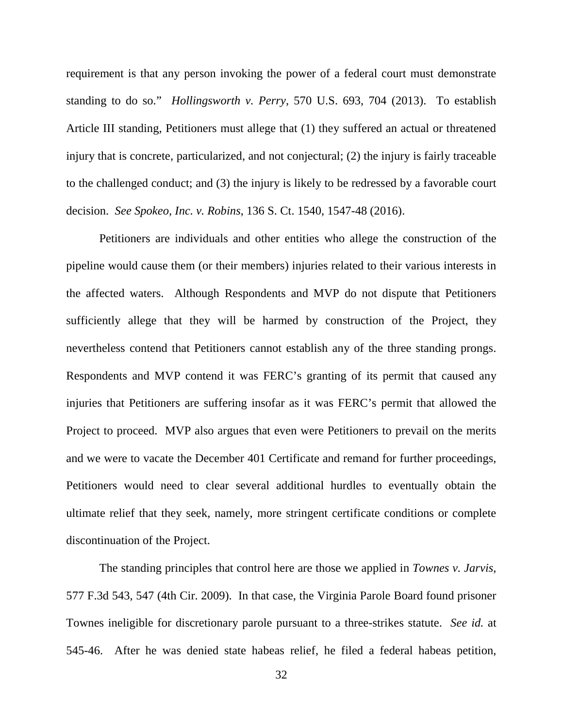requirement is that any person invoking the power of a federal court must demonstrate standing to do so." *Hollingsworth v. Perry*, 570 U.S. 693, 704 (2013). To establish Article III standing, Petitioners must allege that (1) they suffered an actual or threatened injury that is concrete, particularized, and not conjectural; (2) the injury is fairly traceable to the challenged conduct; and (3) the injury is likely to be redressed by a favorable court decision. *See Spokeo, Inc. v. Robins*, 136 S. Ct. 1540, 1547-48 (2016).

Petitioners are individuals and other entities who allege the construction of the pipeline would cause them (or their members) injuries related to their various interests in the affected waters. Although Respondents and MVP do not dispute that Petitioners sufficiently allege that they will be harmed by construction of the Project, they nevertheless contend that Petitioners cannot establish any of the three standing prongs. Respondents and MVP contend it was FERC's granting of its permit that caused any injuries that Petitioners are suffering insofar as it was FERC's permit that allowed the Project to proceed. MVP also argues that even were Petitioners to prevail on the merits and we were to vacate the December 401 Certificate and remand for further proceedings, Petitioners would need to clear several additional hurdles to eventually obtain the ultimate relief that they seek, namely, more stringent certificate conditions or complete discontinuation of the Project.

The standing principles that control here are those we applied in *Townes v. Jarvis*, 577 F.3d 543, 547 (4th Cir. 2009). In that case, the Virginia Parole Board found prisoner Townes ineligible for discretionary parole pursuant to a three-strikes statute. *See id.* at 545-46. After he was denied state habeas relief, he filed a federal habeas petition,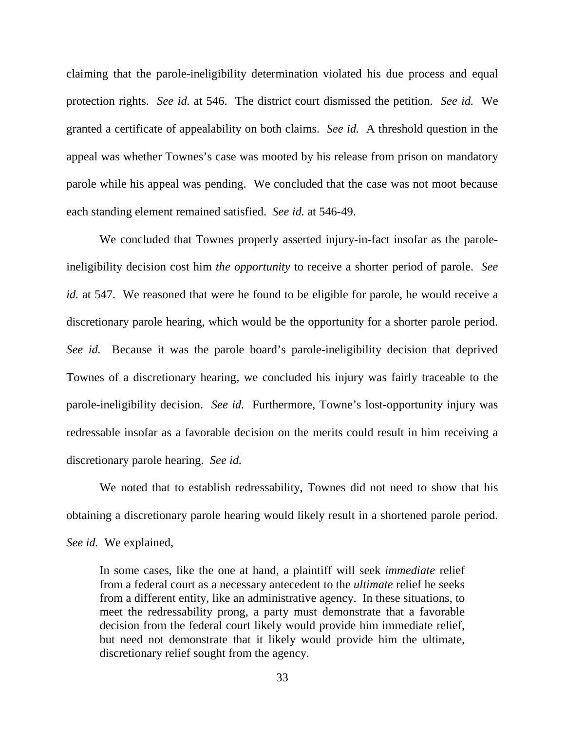claiming that the parole-ineligibility determination violated his due process and equal protection rights. *See id.* at 546. The district court dismissed the petition. *See id.* We granted a certificate of appealability on both claims. *See id.* A threshold question in the appeal was whether Townes's case was mooted by his release from prison on mandatory parole while his appeal was pending. We concluded that the case was not moot because each standing element remained satisfied. *See id.* at 546-49.

We concluded that Townes properly asserted injury-in-fact insofar as the parole-ineligibility decision cost him *the opportunity* to receive a shorter period of parole. *See id.* at 547. We reasoned that were he found to be eligible for parole, he would receive a discretionary parole hearing, which would be the opportunity for a shorter parole period. *See id.* Because it was the parole board's parole-ineligibility decision that deprived Townes of a discretionary hearing, we concluded his injury was fairly traceable to the parole-ineligibility decision. *See id.* Furthermore, Towne's lost-opportunity injury was redressable insofar as a favorable decision on the merits could result in him receiving a discretionary parole hearing. *See id.*

We noted that to establish redressability, Townes did not need to show that his obtaining a discretionary parole hearing would likely result in a shortened parole period. *See id.* We explained,

> In some cases, like the one at hand, a plaintiff will seek *immediate* relief from a federal court as a necessary antecedent to the *ultimate* relief he seeks from a different entity, like an administrative agency. In these situations, to meet the redressability prong, a party must demonstrate that a favorable decision from the federal court likely would provide him immediate relief, but need not demonstrate that it likely would provide him the ultimate, discretionary relief sought from the agency.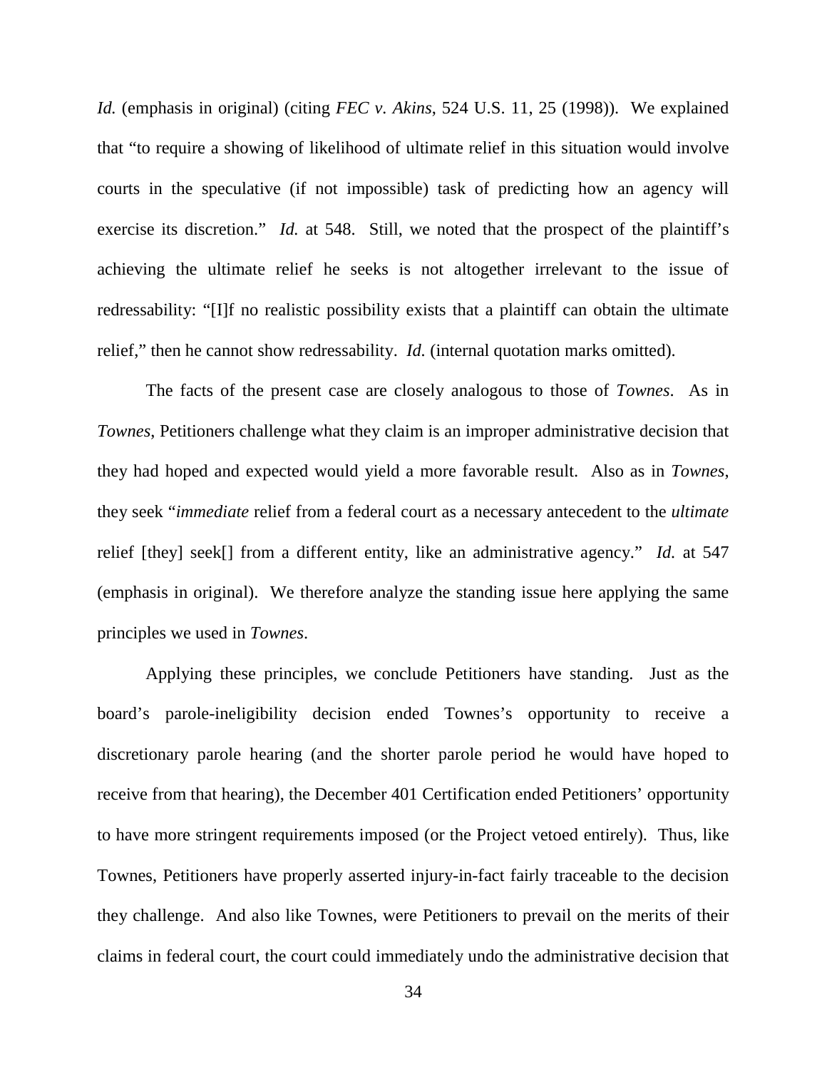*Id.* (emphasis in original) (citing *FEC v. Akins*, 524 U.S. 11, 25 (1998)). We explained that "to require a showing of likelihood of ultimate relief in this situation would involve courts in the speculative (if not impossible) task of predicting how an agency will exercise its discretion." *Id.* at 548. Still, we noted that the prospect of the plaintiff's achieving the ultimate relief he seeks is not altogether irrelevant to the issue of redressability: "[I]f no realistic possibility exists that a plaintiff can obtain the ultimate relief," then he cannot show redressability. *Id.* (internal quotation marks omitted).

The facts of the present case are closely analogous to those of *Townes*. As in *Townes*, Petitioners challenge what they claim is an improper administrative decision that they had hoped and expected would yield a more favorable result. Also as in *Townes*, they seek "*immediate* relief from a federal court as a necessary antecedent to the *ultimate* relief [they] seek[] from a different entity, like an administrative agency." *Id.* at 547 (emphasis in original). We therefore analyze the standing issue here applying the same principles we used in *Townes*.

Applying these principles, we conclude Petitioners have standing. Just as the board's parole-ineligibility decision ended Townes's opportunity to receive a discretionary parole hearing (and the shorter parole period he would have hoped to receive from that hearing), the December 401 Certification ended Petitioners' opportunity to have more stringent requirements imposed (or the Project vetoed entirely). Thus, like Townes, Petitioners have properly asserted injury-in-fact fairly traceable to the decision they challenge. And also like Townes, were Petitioners to prevail on the merits of their claims in federal court, the court could immediately undo the administrative decision that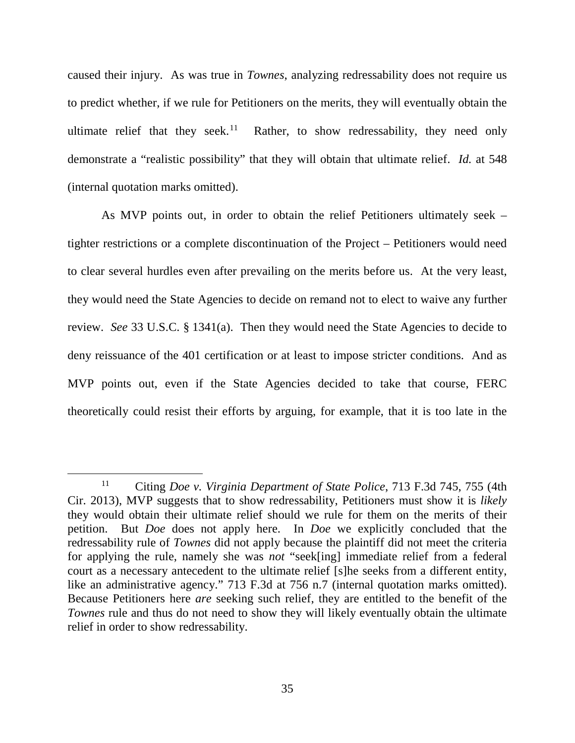caused their injury. As was true in *Townes*, analyzing redressability does not require us to predict whether, if we rule for Petitioners on the merits, they will eventually obtain the ultimate relief that they seek.[11] Rather, to show redressability, they need only demonstrate a "realistic possibility" that they will obtain that ultimate relief. *Id.* at 548 (internal quotation marks omitted).

As MVP points out, in order to obtain the relief Petitioners ultimately seek – tighter restrictions or a complete discontinuation of the Project – Petitioners would need to clear several hurdles even after prevailing on the merits before us. At the very least, they would need the State Agencies to decide on remand not to elect to waive any further review. *See* 33 U.S.C. § 1341(a). Then they would need the State Agencies to decide to deny reissuance of the 401 certification or at least to impose stricter conditions. And as MVP points out, even if the State Agencies decided to take that course, FERC theoretically could resist their efforts by arguing, for example, that it is too late in the

---

[11] Citing *Doe v. Virginia Department of State Police*, 713 F.3d 745, 755 (4th Cir. 2013), MVP suggests that to show redressability, Petitioners must show it is *likely* they would obtain their ultimate relief should we rule for them on the merits of their petition. But *Doe* does not apply here. In *Doe* we explicitly concluded that the redressability rule of *Townes* did not apply because the plaintiff did not meet the criteria for applying the rule, namely she was *not* "seek[ing] immediate relief from a federal court as a necessary antecedent to the ultimate relief [s]he seeks from a different entity, like an administrative agency." 713 F.3d at 756 n.7 (internal quotation marks omitted). Because Petitioners here *are* seeking such relief, they are entitled to the benefit of the *Townes* rule and thus do not need to show they will likely eventually obtain the ultimate relief in order to show redressability.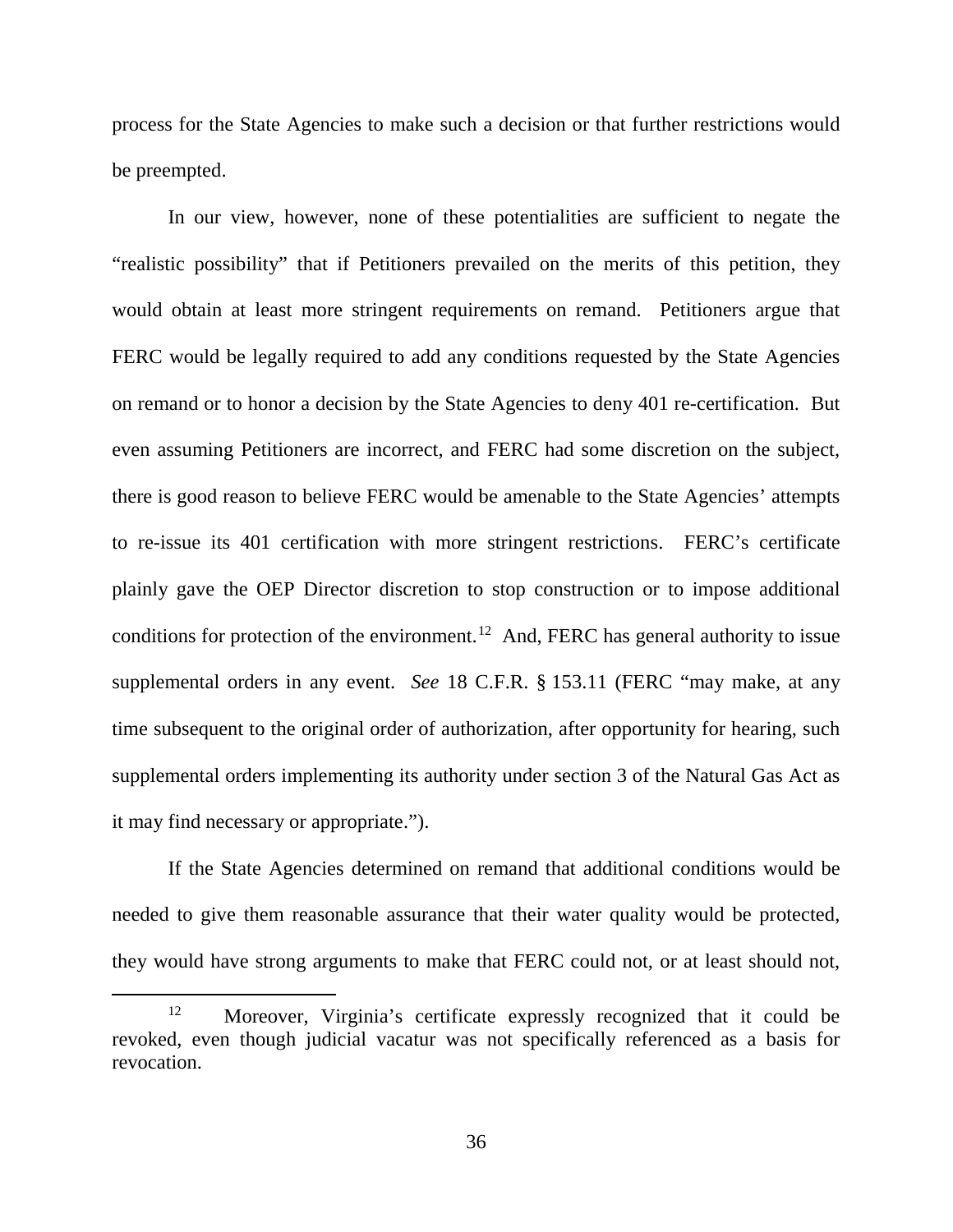process for the State Agencies to make such a decision or that further restrictions would be preempted.

In our view, however, none of these potentialities are sufficient to negate the "realistic possibility" that if Petitioners prevailed on the merits of this petition, they would obtain at least more stringent requirements on remand. Petitioners argue that FERC would be legally required to add any conditions requested by the State Agencies on remand or to honor a decision by the State Agencies to deny 401 re-certification. But even assuming Petitioners are incorrect, and FERC had some discretion on the subject, there is good reason to believe FERC would be amenable to the State Agencies' attempts to re-issue its 401 certification with more stringent restrictions. FERC's certificate plainly gave the OEP Director discretion to stop construction or to impose additional conditions for protection of the environment.[12] And, FERC has general authority to issue supplemental orders in any event. *See* 18 C.F.R. § 153.11 (FERC "may make, at any time subsequent to the original order of authorization, after opportunity for hearing, such supplemental orders implementing its authority under section 3 of the Natural Gas Act as it may find necessary or appropriate.").

If the State Agencies determined on remand that additional conditions would be needed to give them reasonable assurance that their water quality would be protected, they would have strong arguments to make that FERC could not, or at least should not,

[12] Moreover, Virginia's certificate expressly recognized that it could be revoked, even though judicial vacatur was not specifically referenced as a basis for revocation.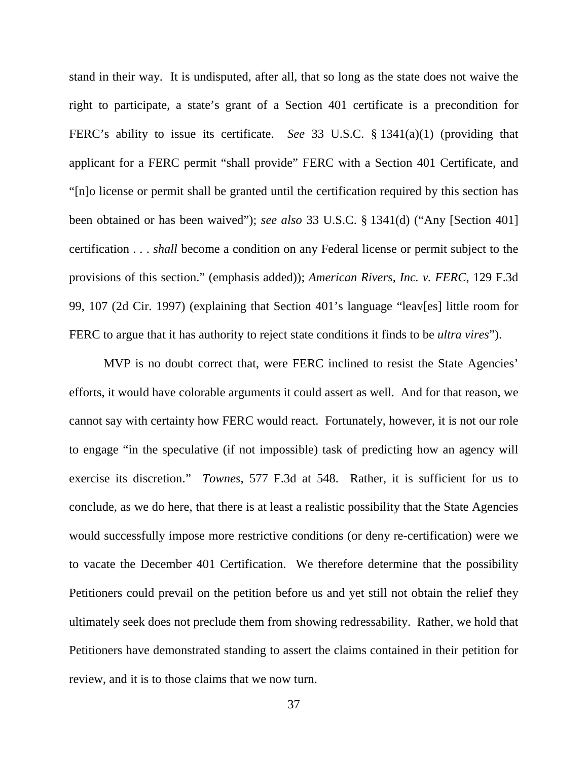stand in their way. It is undisputed, after all, that so long as the state does not waive the right to participate, a state's grant of a Section 401 certificate is a precondition for FERC's ability to issue its certificate. *See* 33 U.S.C. § 1341(a)(1) (providing that applicant for a FERC permit "shall provide" FERC with a Section 401 Certificate, and "[n]o license or permit shall be granted until the certification required by this section has been obtained or has been waived"); *see also* 33 U.S.C. § 1341(d) ("Any [Section 401] certification . . . *shall* become a condition on any Federal license or permit subject to the provisions of this section." (emphasis added)); *American Rivers, Inc. v. FERC*, 129 F.3d 99, 107 (2d Cir. 1997) (explaining that Section 401's language "leav[es] little room for FERC to argue that it has authority to reject state conditions it finds to be *ultra vires*").

MVP is no doubt correct that, were FERC inclined to resist the State Agencies' efforts, it would have colorable arguments it could assert as well. And for that reason, we cannot say with certainty how FERC would react. Fortunately, however, it is not our role to engage "in the speculative (if not impossible) task of predicting how an agency will exercise its discretion." *Townes*, 577 F.3d at 548. Rather, it is sufficient for us to conclude, as we do here, that there is at least a realistic possibility that the State Agencies would successfully impose more restrictive conditions (or deny re-certification) were we to vacate the December 401 Certification. We therefore determine that the possibility Petitioners could prevail on the petition before us and yet still not obtain the relief they ultimately seek does not preclude them from showing redressability. Rather, we hold that Petitioners have demonstrated standing to assert the claims contained in their petition for review, and it is to those claims that we now turn.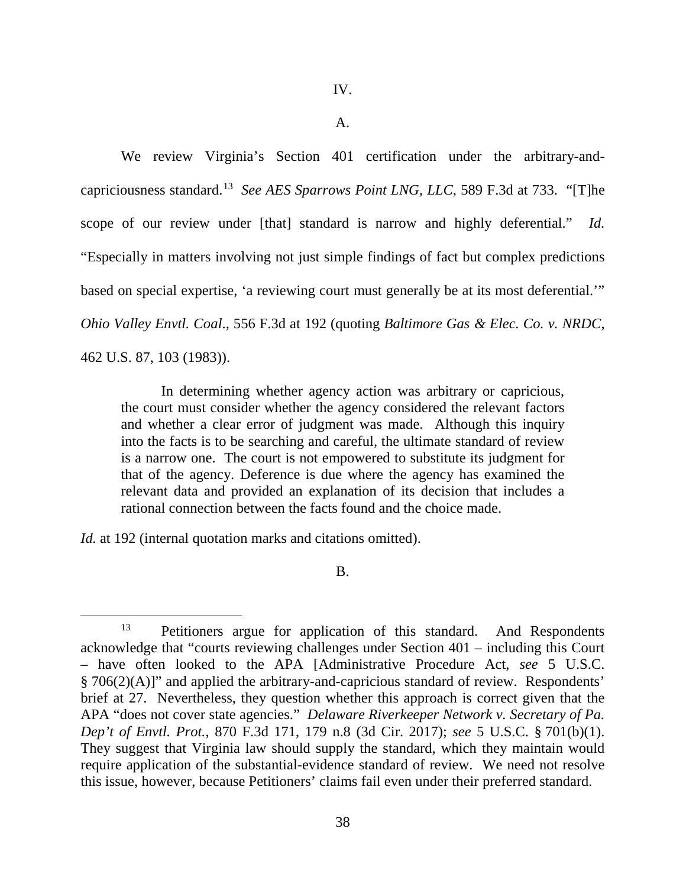IV.

A.

We review Virginia's Section 401 certification under the arbitrary-and-capriciousness standard.[13] *See AES Sparrows Point LNG, LLC*, 589 F.3d at 733. "[T]he scope of our review under [that] standard is narrow and highly deferential." *Id.* "Especially in matters involving not just simple findings of fact but complex predictions based on special expertise, 'a reviewing court must generally be at its most deferential.'" *Ohio Valley Envtl. Coal.*, 556 F.3d at 192 (quoting *Baltimore Gas & Elec. Co. v. NRDC*, 462 U.S. 87, 103 (1983)).

> In determining whether agency action was arbitrary or capricious, the court must consider whether the agency considered the relevant factors and whether a clear error of judgment was made. Although this inquiry into the facts is to be searching and careful, the ultimate standard of review is a narrow one. The court is not empowered to substitute its judgment for that of the agency. Deference is due where the agency has examined the relevant data and provided an explanation of its decision that includes a rational connection between the facts found and the choice made.

*Id.* at 192 (internal quotation marks and citations omitted).

B.

---

[13] Petitioners argue for application of this standard. And Respondents acknowledge that "courts reviewing challenges under Section 401 – including this Court – have often looked to the APA [Administrative Procedure Act, *see* 5 U.S.C. § 706(2)(A)]" and applied the arbitrary-and-capricious standard of review. Respondents' brief at 27. Nevertheless, they question whether this approach is correct given that the APA "does not cover state agencies." *Delaware Riverkeeper Network v. Secretary of Pa. Dep't of Envtl. Prot.*, 870 F.3d 171, 179 n.8 (3d Cir. 2017); *see* 5 U.S.C. § 701(b)(1). They suggest that Virginia law should supply the standard, which they maintain would require application of the substantial-evidence standard of review. We need not resolve this issue, however, because Petitioners' claims fail even under their preferred standard.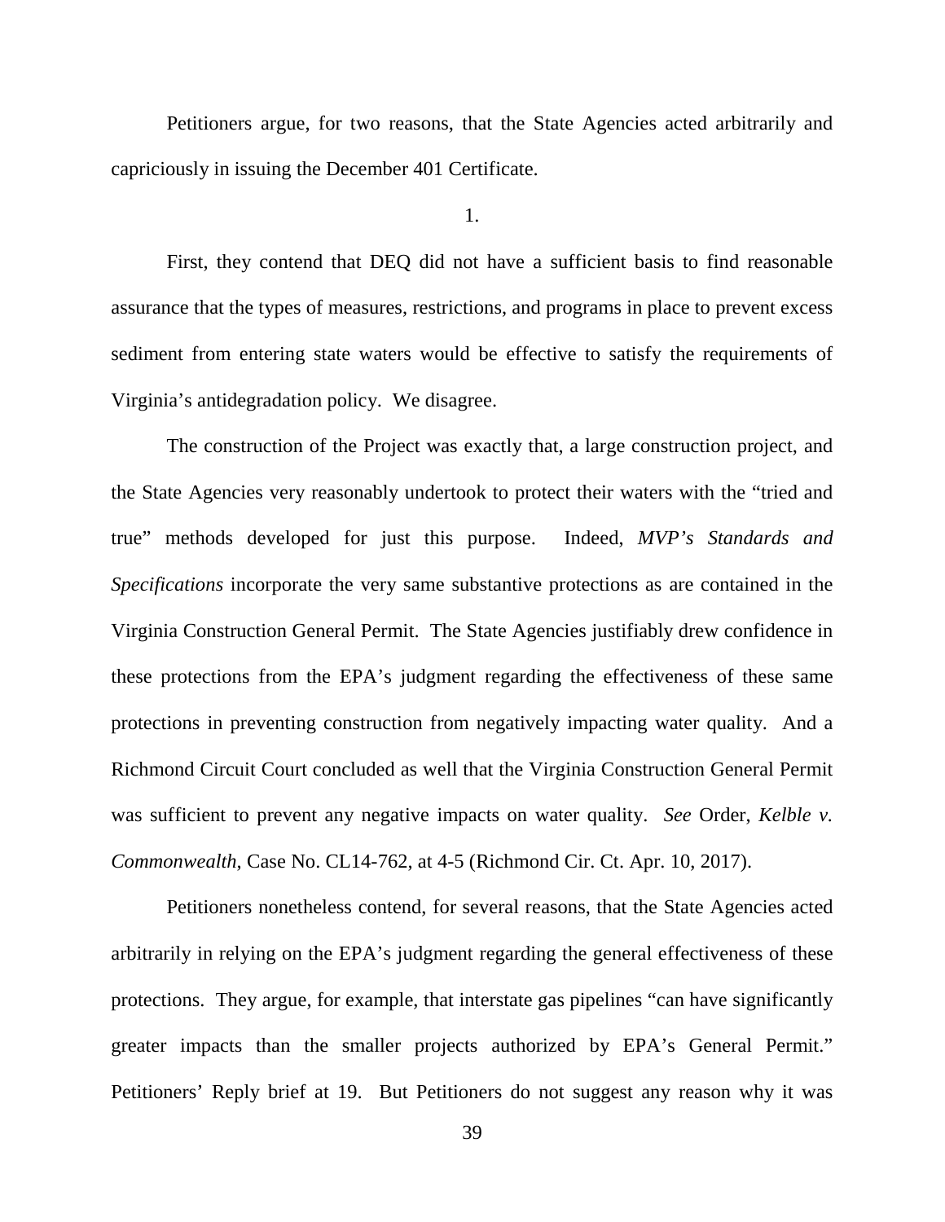Petitioners argue, for two reasons, that the State Agencies acted arbitrarily and capriciously in issuing the December 401 Certificate.

1.

First, they contend that DEQ did not have a sufficient basis to find reasonable assurance that the types of measures, restrictions, and programs in place to prevent excess sediment from entering state waters would be effective to satisfy the requirements of Virginia's antidegradation policy. We disagree.

The construction of the Project was exactly that, a large construction project, and the State Agencies very reasonably undertook to protect their waters with the "tried and true" methods developed for just this purpose. Indeed, *MVP's Standards and Specifications* incorporate the very same substantive protections as are contained in the Virginia Construction General Permit. The State Agencies justifiably drew confidence in these protections from the EPA's judgment regarding the effectiveness of these same protections in preventing construction from negatively impacting water quality. And a Richmond Circuit Court concluded as well that the Virginia Construction General Permit was sufficient to prevent any negative impacts on water quality. *See* Order, *Kelble v. Commonwealth*, Case No. CL14-762, at 4-5 (Richmond Cir. Ct. Apr. 10, 2017).

Petitioners nonetheless contend, for several reasons, that the State Agencies acted arbitrarily in relying on the EPA's judgment regarding the general effectiveness of these protections. They argue, for example, that interstate gas pipelines "can have significantly greater impacts than the smaller projects authorized by EPA's General Permit." Petitioners' Reply brief at 19. But Petitioners do not suggest any reason why it was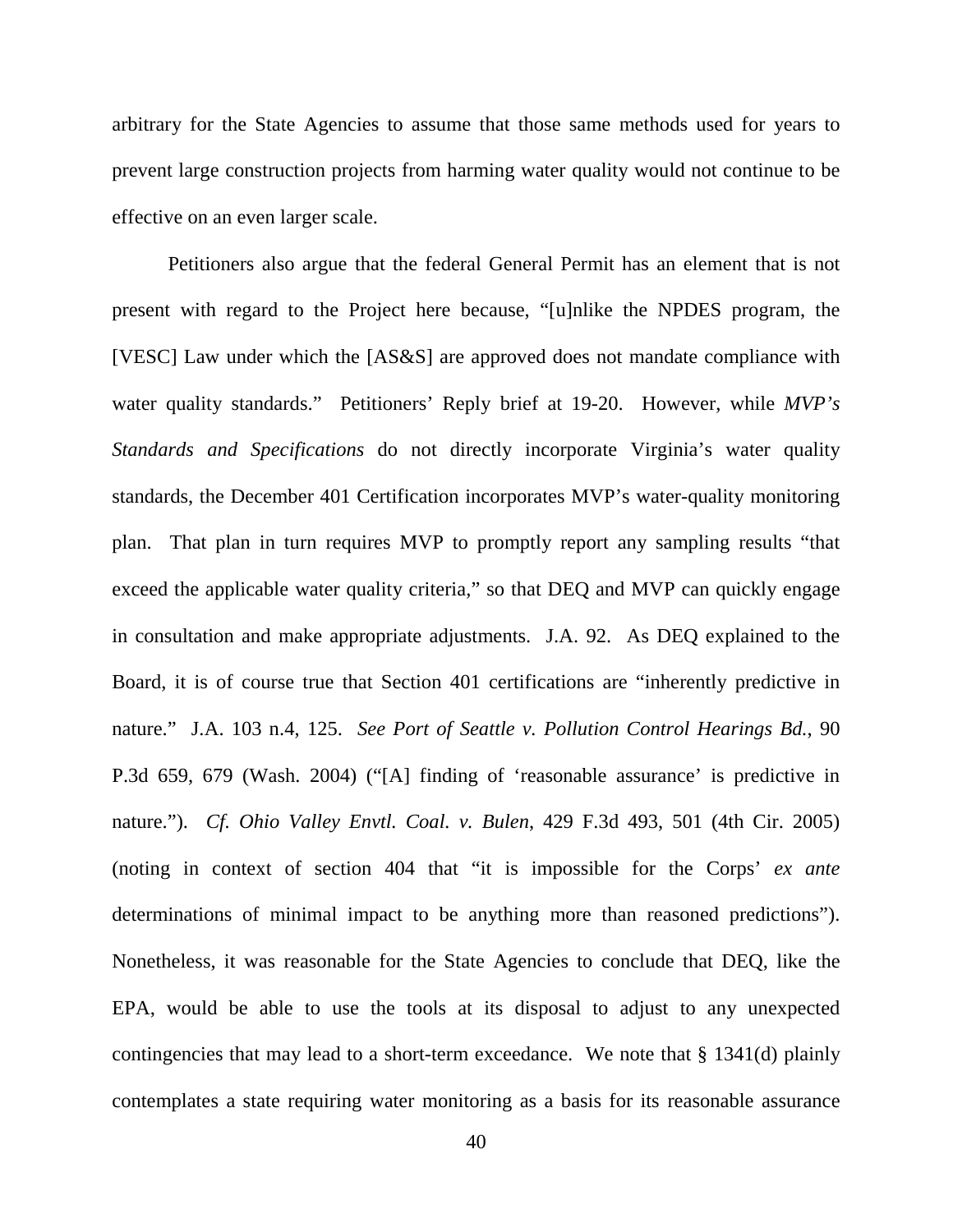arbitrary for the State Agencies to assume that those same methods used for years to prevent large construction projects from harming water quality would not continue to be effective on an even larger scale.

Petitioners also argue that the federal General Permit has an element that is not present with regard to the Project here because, "[u]nlike the NPDES program, the [VESC] Law under which the [AS&S] are approved does not mandate compliance with water quality standards." Petitioners' Reply brief at 19-20. However, while *MVP's Standards and Specifications* do not directly incorporate Virginia's water quality standards, the December 401 Certification incorporates MVP's water-quality monitoring plan. That plan in turn requires MVP to promptly report any sampling results "that exceed the applicable water quality criteria," so that DEQ and MVP can quickly engage in consultation and make appropriate adjustments. J.A. 92. As DEQ explained to the Board, it is of course true that Section 401 certifications are "inherently predictive in nature." J.A. 103 n.4, 125. *See Port of Seattle v. Pollution Control Hearings Bd.*, 90 P.3d 659, 679 (Wash. 2004) ("[A] finding of 'reasonable assurance' is predictive in nature."). *Cf. Ohio Valley Envtl. Coal. v. Bulen*, 429 F.3d 493, 501 (4th Cir. 2005) (noting in context of section 404 that "it is impossible for the Corps' *ex ante* determinations of minimal impact to be anything more than reasoned predictions"). Nonetheless, it was reasonable for the State Agencies to conclude that DEQ, like the EPA, would be able to use the tools at its disposal to adjust to any unexpected contingencies that may lead to a short-term exceedance. We note that § 1341(d) plainly contemplates a state requiring water monitoring as a basis for its reasonable assurance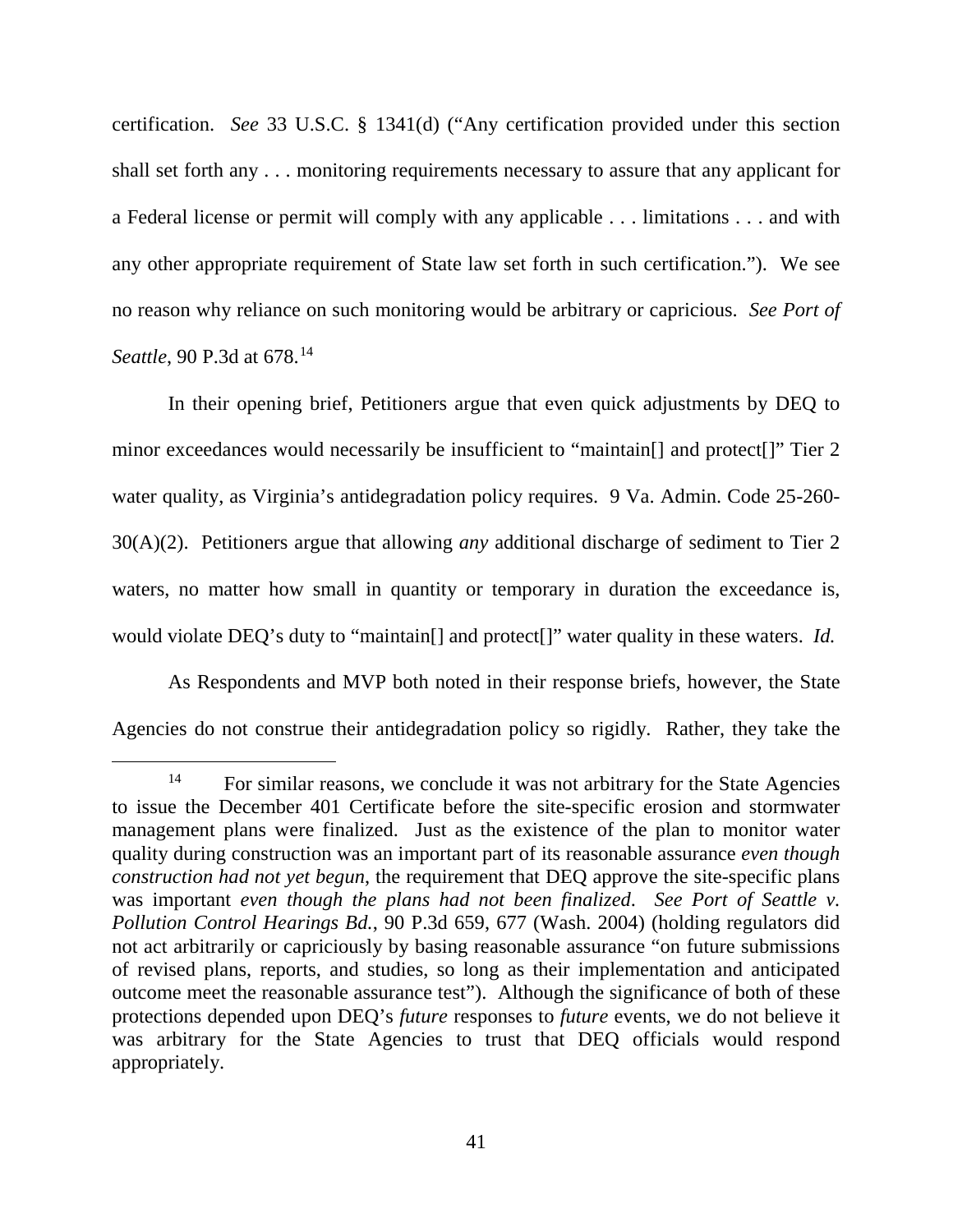certification. *See* 33 U.S.C. § 1341(d) ("Any certification provided under this section shall set forth any . . . monitoring requirements necessary to assure that any applicant for a Federal license or permit will comply with any applicable . . . limitations . . . and with any other appropriate requirement of State law set forth in such certification."). We see no reason why reliance on such monitoring would be arbitrary or capricious. *See Port of Seattle*, 90 P.3d at 678.[14]

In their opening brief, Petitioners argue that even quick adjustments by DEQ to minor exceedances would necessarily be insufficient to "maintain[] and protect[]" Tier 2 water quality, as Virginia's antidegradation policy requires. 9 Va. Admin. Code 25-260-30(A)(2). Petitioners argue that allowing *any* additional discharge of sediment to Tier 2 waters, no matter how small in quantity or temporary in duration the exceedance is, would violate DEQ's duty to "maintain[] and protect[]" water quality in these waters. *Id.*

As Respondents and MVP both noted in their response briefs, however, the State Agencies do not construe their antidegradation policy so rigidly. Rather, they take the

---

[14] For similar reasons, we conclude it was not arbitrary for the State Agencies to issue the December 401 Certificate before the site-specific erosion and stormwater management plans were finalized. Just as the existence of the plan to monitor water quality during construction was an important part of its reasonable assurance *even though construction had not yet begun*, the requirement that DEQ approve the site-specific plans was important *even though the plans had not been finalized*. *See Port of Seattle v. Pollution Control Hearings Bd.*, 90 P.3d 659, 677 (Wash. 2004) (holding regulators did not act arbitrarily or capriciously by basing reasonable assurance "on future submissions of revised plans, reports, and studies, so long as their implementation and anticipated outcome meet the reasonable assurance test"). Although the significance of both of these protections depended upon DEQ's *future* responses to *future* events, we do not believe it was arbitrary for the State Agencies to trust that DEQ officials would respond appropriately.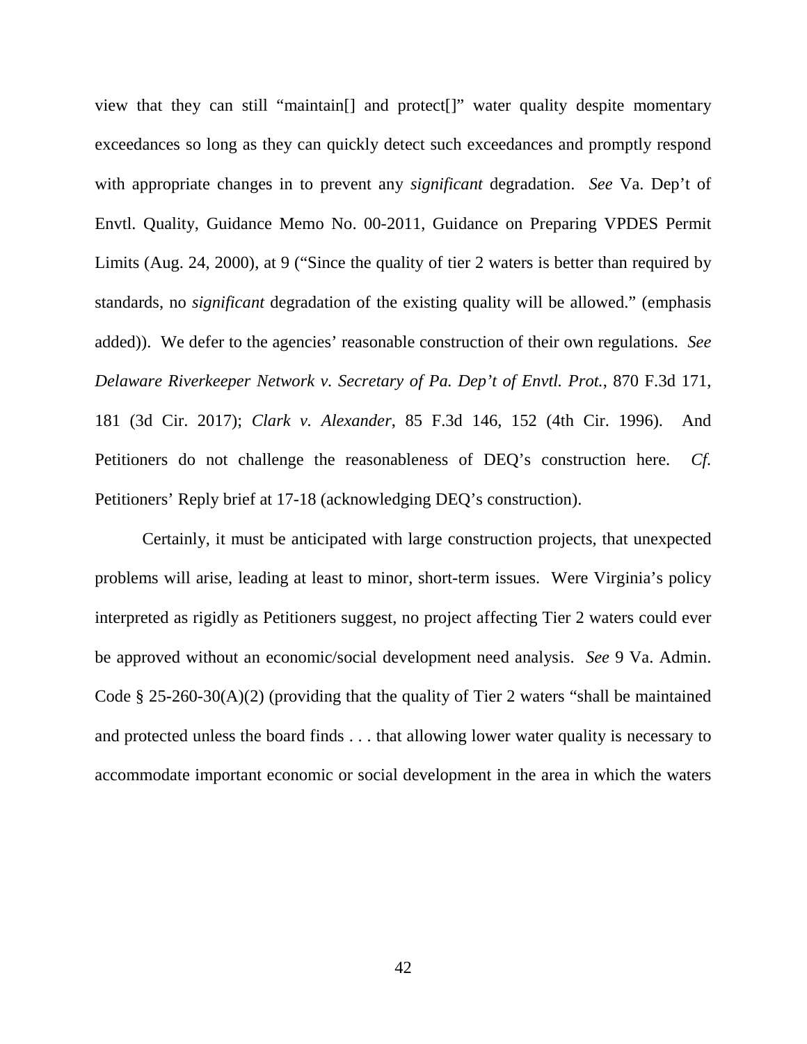view that they can still "maintain[] and protect[]" water quality despite momentary exceedances so long as they can quickly detect such exceedances and promptly respond with appropriate changes in to prevent any *significant* degradation. *See* Va. Dep't of Envtl. Quality, Guidance Memo No. 00-2011, Guidance on Preparing VPDES Permit Limits (Aug. 24, 2000), at 9 ("Since the quality of tier 2 waters is better than required by standards, no *significant* degradation of the existing quality will be allowed." (emphasis added)). We defer to the agencies' reasonable construction of their own regulations. *See Delaware Riverkeeper Network v. Secretary of Pa. Dep't of Envtl. Prot.*, 870 F.3d 171, 181 (3d Cir. 2017); *Clark v. Alexander*, 85 F.3d 146, 152 (4th Cir. 1996). And Petitioners do not challenge the reasonableness of DEQ's construction here. *Cf.* Petitioners' Reply brief at 17-18 (acknowledging DEQ's construction).

Certainly, it must be anticipated with large construction projects, that unexpected problems will arise, leading at least to minor, short-term issues. Were Virginia's policy interpreted as rigidly as Petitioners suggest, no project affecting Tier 2 waters could ever be approved without an economic/social development need analysis. *See* 9 Va. Admin. Code § 25-260-30(A)(2) (providing that the quality of Tier 2 waters "shall be maintained and protected unless the board finds . . . that allowing lower water quality is necessary to accommodate important economic or social development in the area in which the waters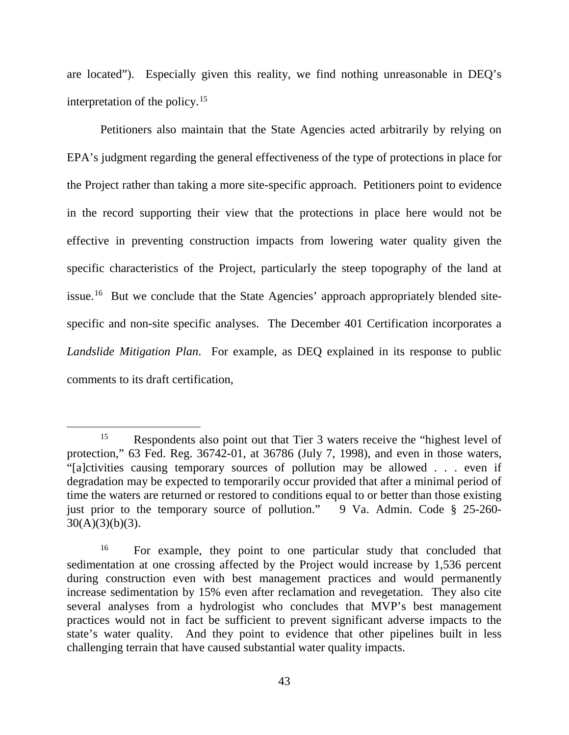are located"). Especially given this reality, we find nothing unreasonable in DEQ's interpretation of the policy.[15]

Petitioners also maintain that the State Agencies acted arbitrarily by relying on EPA's judgment regarding the general effectiveness of the type of protections in place for the Project rather than taking a more site-specific approach. Petitioners point to evidence in the record supporting their view that the protections in place here would not be effective in preventing construction impacts from lowering water quality given the specific characteristics of the Project, particularly the steep topography of the land at issue.[16] But we conclude that the State Agencies' approach appropriately blended site-specific and non-site specific analyses. The December 401 Certification incorporates a *Landslide Mitigation Plan*. For example, as DEQ explained in its response to public comments to its draft certification,

---

[15] Respondents also point out that Tier 3 waters receive the "highest level of protection," 63 Fed. Reg. 36742-01, at 36786 (July 7, 1998), and even in those waters, "[a]ctivities causing temporary sources of pollution may be allowed . . . even if degradation may be expected to temporarily occur provided that after a minimal period of time the waters are returned or restored to conditions equal to or better than those existing just prior to the temporary source of pollution." 9 Va. Admin. Code § 25-260-30(A)(3)(b)(3).

[16] For example, they point to one particular study that concluded that sedimentation at one crossing affected by the Project would increase by 1,536 percent during construction even with best management practices and would permanently increase sedimentation by 15% even after reclamation and revegetation. They also cite several analyses from a hydrologist who concludes that MVP's best management practices would not in fact be sufficient to prevent significant adverse impacts to the state's water quality. And they point to evidence that other pipelines built in less challenging terrain that have caused substantial water quality impacts.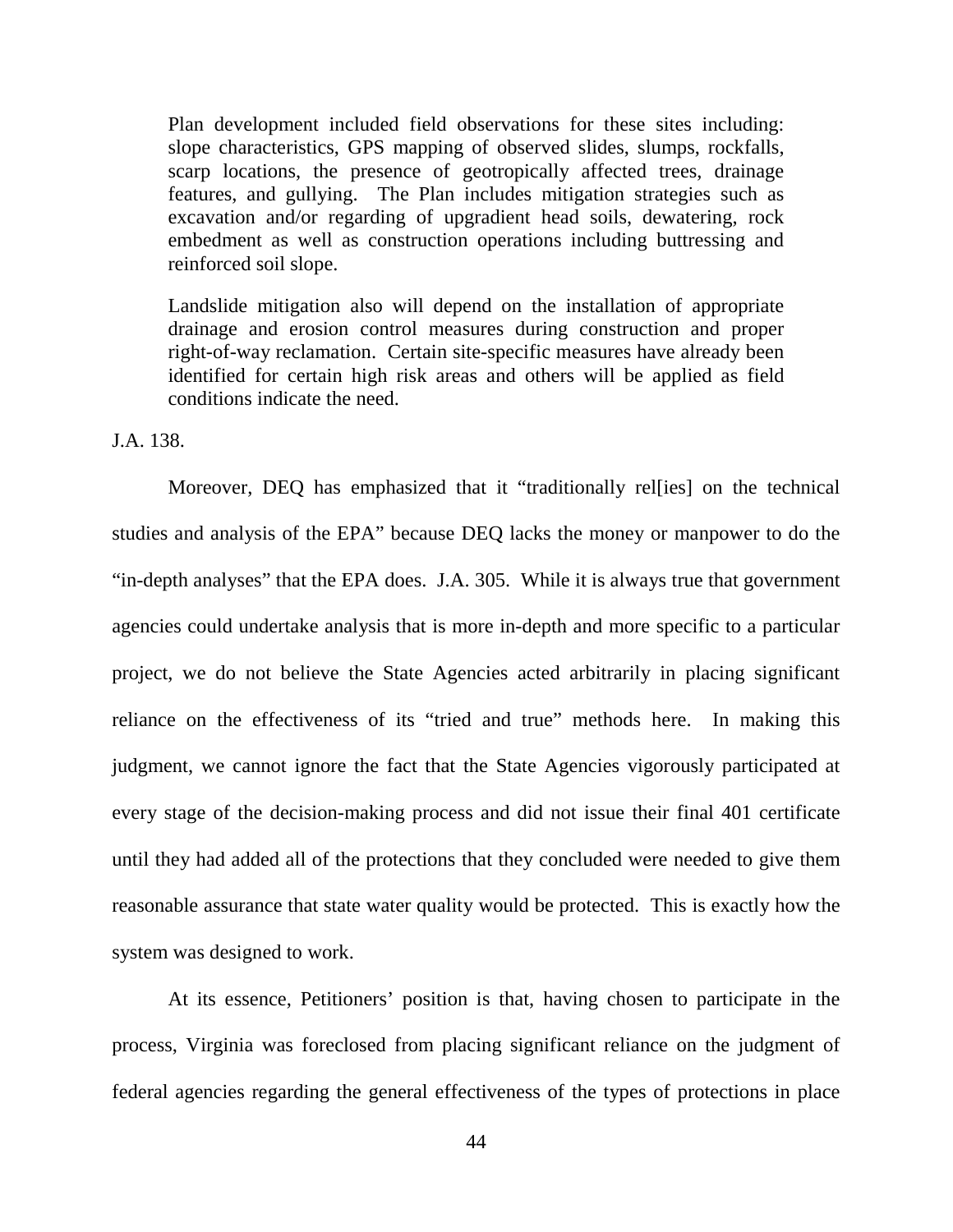> Plan development included field observations for these sites including: slope characteristics, GPS mapping of observed slides, slumps, rockfalls, scarp locations, the presence of geotropically affected trees, drainage features, and gullying. The Plan includes mitigation strategies such as excavation and/or regarding of upgradient head soils, dewatering, rock embedment as well as construction operations including buttressing and reinforced soil slope.
>
> Landslide mitigation also will depend on the installation of appropriate drainage and erosion control measures during construction and proper right-of-way reclamation. Certain site-specific measures have already been identified for certain high risk areas and others will be applied as field conditions indicate the need.

J.A. 138.

Moreover, DEQ has emphasized that it "traditionally rel[ies] on the technical studies and analysis of the EPA" because DEQ lacks the money or manpower to do the "in-depth analyses" that the EPA does. J.A. 305. While it is always true that government agencies could undertake analysis that is more in-depth and more specific to a particular project, we do not believe the State Agencies acted arbitrarily in placing significant reliance on the effectiveness of its "tried and true" methods here. In making this judgment, we cannot ignore the fact that the State Agencies vigorously participated at every stage of the decision-making process and did not issue their final 401 certificate until they had added all of the protections that they concluded were needed to give them reasonable assurance that state water quality would be protected. This is exactly how the system was designed to work.

At its essence, Petitioners' position is that, having chosen to participate in the process, Virginia was foreclosed from placing significant reliance on the judgment of federal agencies regarding the general effectiveness of the types of protections in place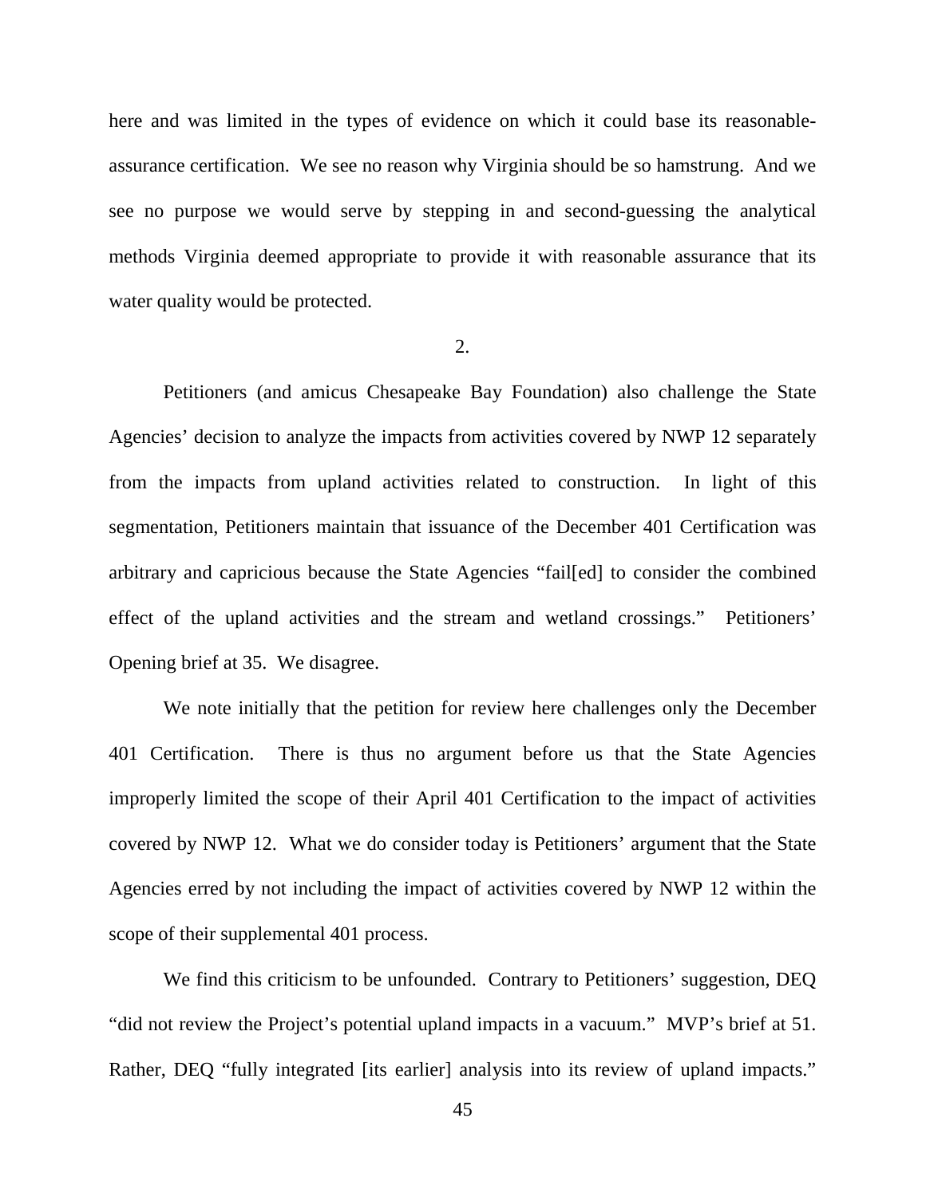here and was limited in the types of evidence on which it could base its reasonable-assurance certification. We see no reason why Virginia should be so hamstrung. And we see no purpose we would serve by stepping in and second-guessing the analytical methods Virginia deemed appropriate to provide it with reasonable assurance that its water quality would be protected.

2.

Petitioners (and amicus Chesapeake Bay Foundation) also challenge the State Agencies' decision to analyze the impacts from activities covered by NWP 12 separately from the impacts from upland activities related to construction. In light of this segmentation, Petitioners maintain that issuance of the December 401 Certification was arbitrary and capricious because the State Agencies "fail[ed] to consider the combined effect of the upland activities and the stream and wetland crossings." Petitioners' Opening brief at 35. We disagree.

We note initially that the petition for review here challenges only the December 401 Certification. There is thus no argument before us that the State Agencies improperly limited the scope of their April 401 Certification to the impact of activities covered by NWP 12. What we do consider today is Petitioners' argument that the State Agencies erred by not including the impact of activities covered by NWP 12 within the scope of their supplemental 401 process.

We find this criticism to be unfounded. Contrary to Petitioners' suggestion, DEQ "did not review the Project's potential upland impacts in a vacuum." MVP's brief at 51. Rather, DEQ "fully integrated [its earlier] analysis into its review of upland impacts."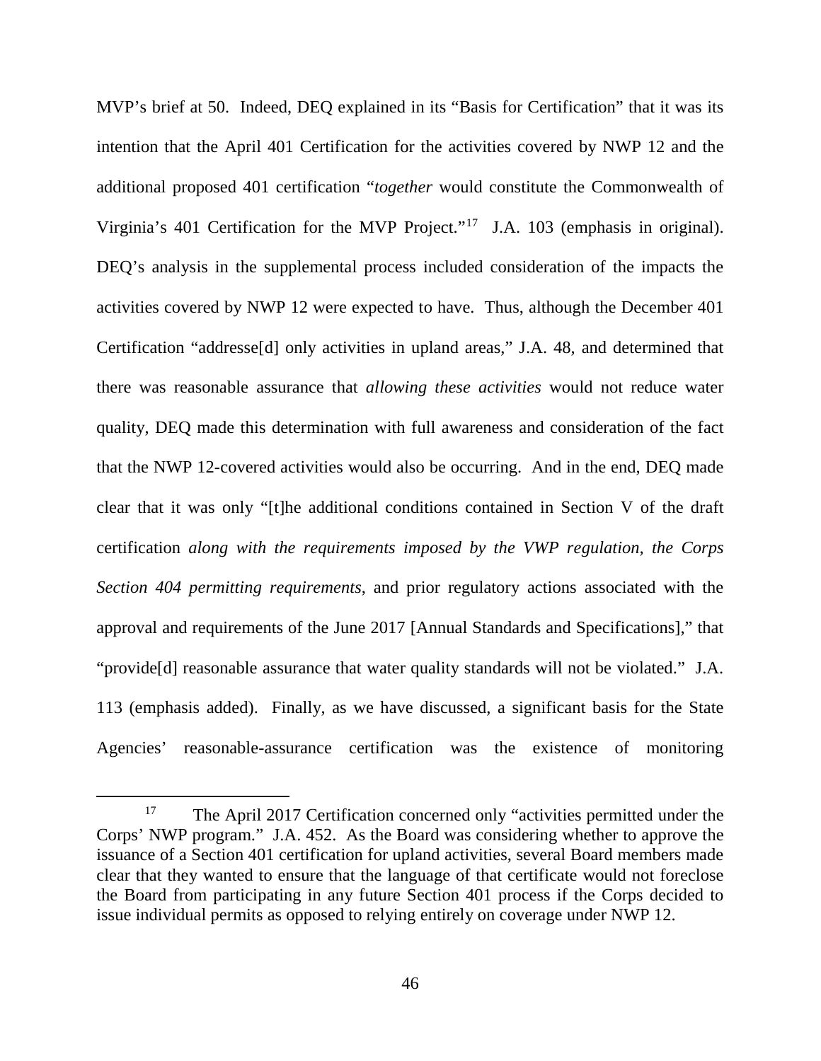MVP's brief at 50. Indeed, DEQ explained in its "Basis for Certification" that it was its intention that the April 401 Certification for the activities covered by NWP 12 and the additional proposed 401 certification "*together* would constitute the Commonwealth of Virginia's 401 Certification for the MVP Project."[17] J.A. 103 (emphasis in original). DEQ's analysis in the supplemental process included consideration of the impacts the activities covered by NWP 12 were expected to have. Thus, although the December 401 Certification "addresse[d] only activities in upland areas," J.A. 48, and determined that there was reasonable assurance that *allowing these activities* would not reduce water quality, DEQ made this determination with full awareness and consideration of the fact that the NWP 12-covered activities would also be occurring. And in the end, DEQ made clear that it was only "[t]he additional conditions contained in Section V of the draft certification *along with the requirements imposed by the VWP regulation, the Corps Section 404 permitting requirements*, and prior regulatory actions associated with the approval and requirements of the June 2017 [Annual Standards and Specifications]," that "provide[d] reasonable assurance that water quality standards will not be violated." J.A. 113 (emphasis added). Finally, as we have discussed, a significant basis for the State Agencies' reasonable-assurance certification was the existence of monitoring

---

[17] The April 2017 Certification concerned only "activities permitted under the Corps' NWP program." J.A. 452. As the Board was considering whether to approve the issuance of a Section 401 certification for upland activities, several Board members made clear that they wanted to ensure that the language of that certificate would not foreclose the Board from participating in any future Section 401 process if the Corps decided to issue individual permits as opposed to relying entirely on coverage under NWP 12.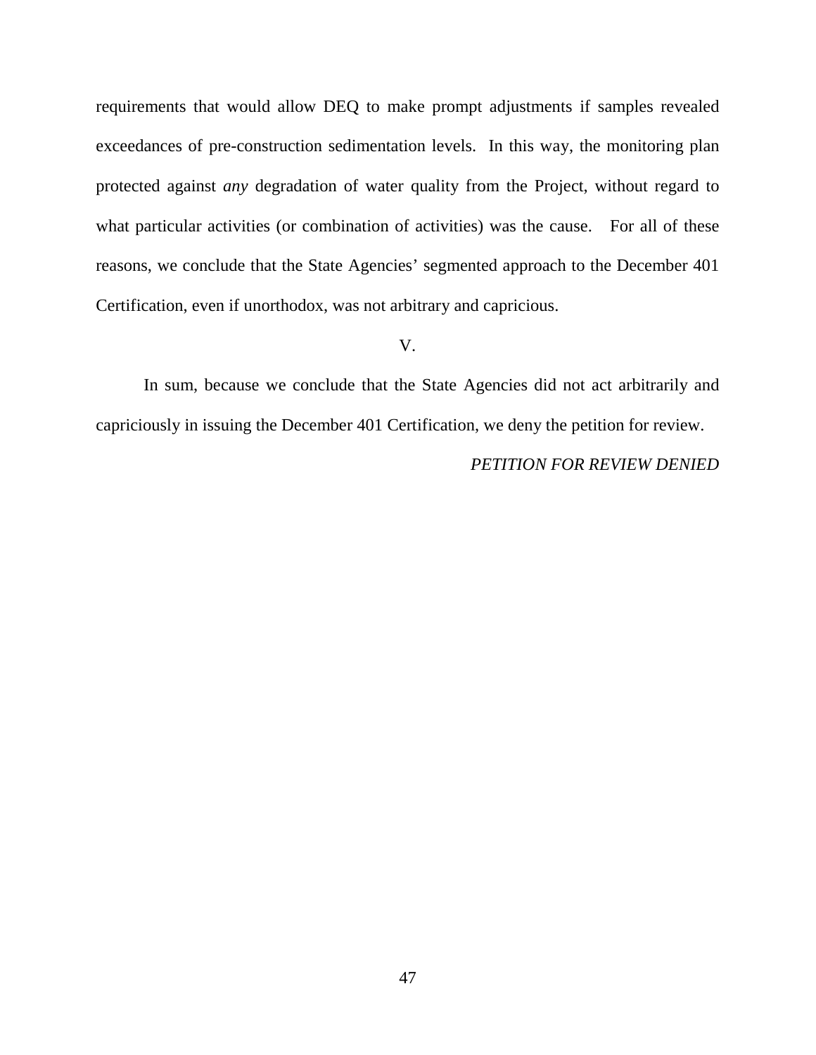requirements that would allow DEQ to make prompt adjustments if samples revealed exceedances of pre-construction sedimentation levels. In this way, the monitoring plan protected against *any* degradation of water quality from the Project, without regard to what particular activities (or combination of activities) was the cause. For all of these reasons, we conclude that the State Agencies' segmented approach to the December 401 Certification, even if unorthodox, was not arbitrary and capricious.

V.

In sum, because we conclude that the State Agencies did not act arbitrarily and capriciously in issuing the December 401 Certification, we deny the petition for review.

*PETITION FOR REVIEW DENIED*